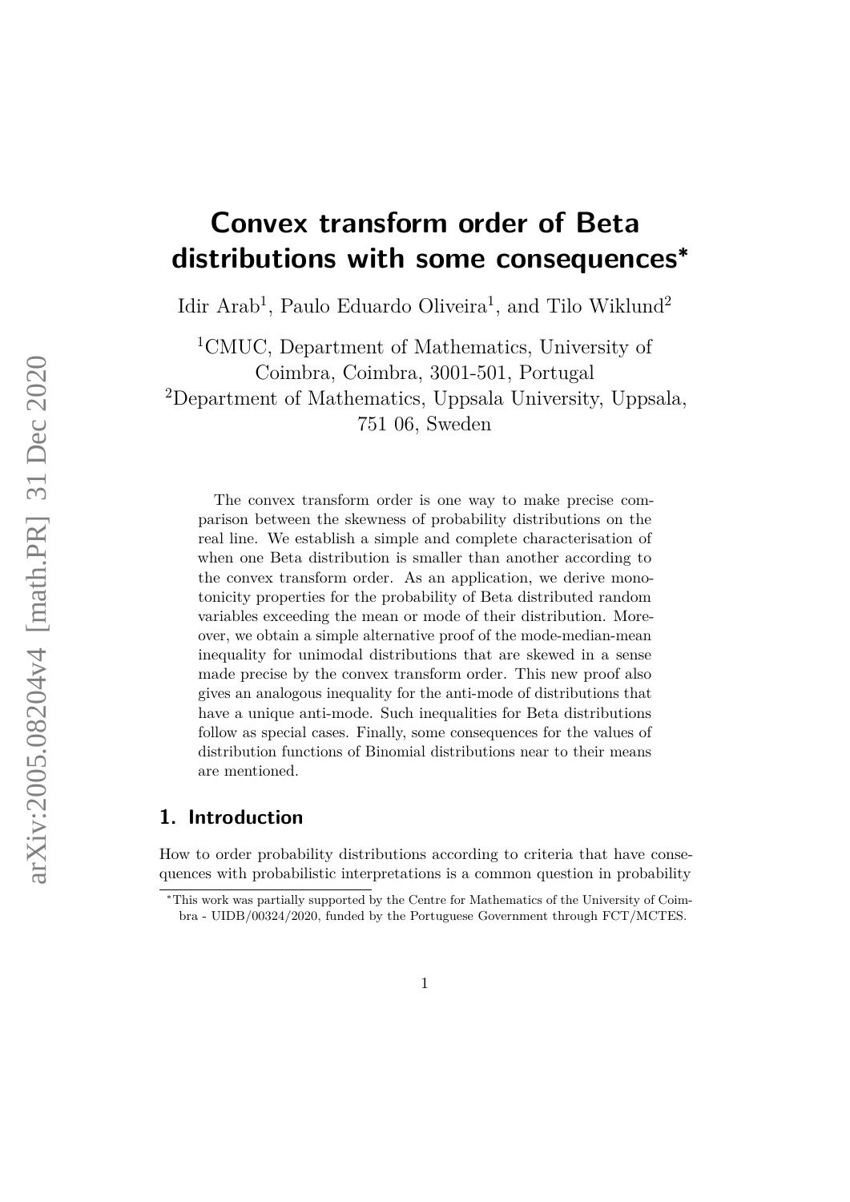# Convex transform order of Beta distributions with some consequences*

Idir Arab[1], Paulo Eduardo Oliveira[1], and Tilo Wiklund[2]

[1]CMUC, Department of Mathematics, University of Coimbra, Coimbra, 3001-501, Portugal

[2]Department of Mathematics, Uppsala University, Uppsala, 751 06, Sweden

The convex transform order is one way to make precise comparison between the skewness of probability distributions on the real line. We establish a simple and complete characterisation of when one Beta distribution is smaller than another according to the convex transform order. As an application, we derive monotonicity properties for the probability of Beta distributed random variables exceeding the mean or mode of their distribution. Moreover, we obtain a simple alternative proof of the mode-median-mean inequality for unimodal distributions that are skewed in a sense made precise by the convex transform order. This new proof also gives an analogous inequality for the anti-mode of distributions that have a unique anti-mode. Such inequalities for Beta distributions follow as special cases. Finally, some consequences for the values of distribution functions of Binomial distributions near to their means are mentioned.

## 1. Introduction

How to order probability distributions according to criteria that have consequences with probabilistic interpretations is a common question in probability

*This work was partially supported by the Centre for Mathematics of the University of Coimbra - UIDB/00324/2020, funded by the Portuguese Government through FCT/MCTES.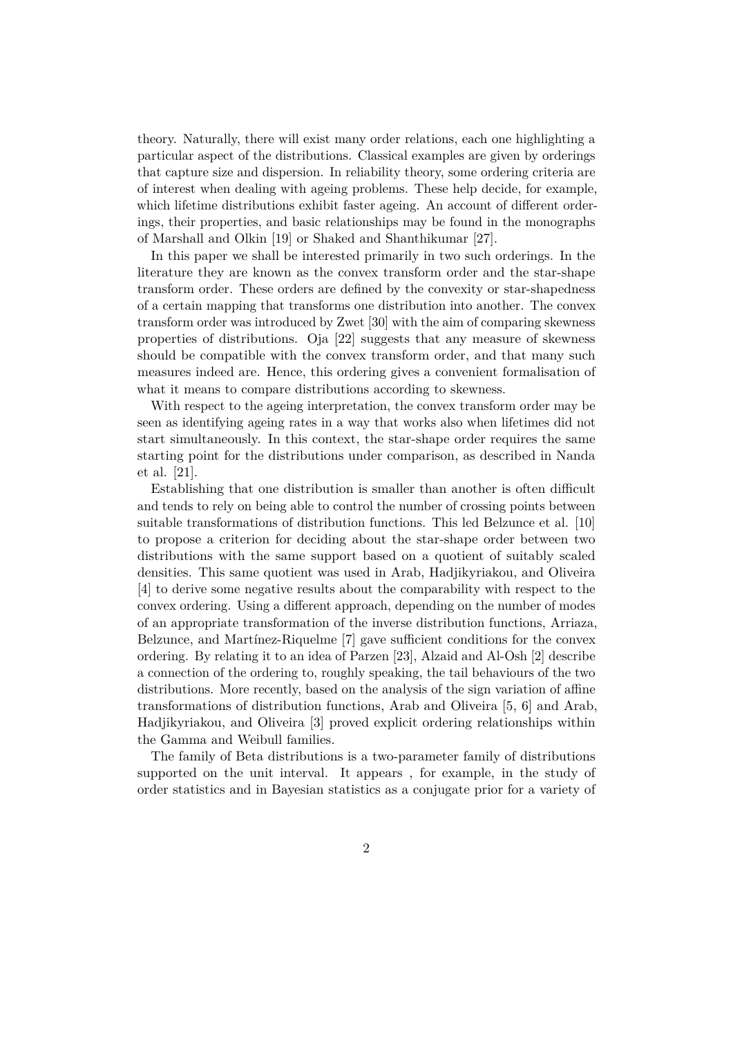theory. Naturally, there will exist many order relations, each one highlighting a particular aspect of the distributions. Classical examples are given by orderings that capture size and dispersion. In reliability theory, some ordering criteria are of interest when dealing with ageing problems. These help decide, for example, which lifetime distributions exhibit faster ageing. An account of different orderings, their properties, and basic relationships may be found in the monographs of Marshall and Olkin [19] or Shaked and Shanthikumar [27].

In this paper we shall be interested primarily in two such orderings. In the literature they are known as the convex transform order and the star-shape transform order. These orders are defined by the convexity or star-shapedness of a certain mapping that transforms one distribution into another. The convex transform order was introduced by Zwet [30] with the aim of comparing skewness properties of distributions. Oja [22] suggests that any measure of skewness should be compatible with the convex transform order, and that many such measures indeed are. Hence, this ordering gives a convenient formalisation of what it means to compare distributions according to skewness.

With respect to the ageing interpretation, the convex transform order may be seen as identifying ageing rates in a way that works also when lifetimes did not start simultaneously. In this context, the star-shape order requires the same starting point for the distributions under comparison, as described in Nanda et al. [21].

Establishing that one distribution is smaller than another is often difficult and tends to rely on being able to control the number of crossing points between suitable transformations of distribution functions. This led Belzunce et al. [10] to propose a criterion for deciding about the star-shape order between two distributions with the same support based on a quotient of suitably scaled densities. This same quotient was used in Arab, Hadjikyriakou, and Oliveira [4] to derive some negative results about the comparability with respect to the convex ordering. Using a different approach, depending on the number of modes of an appropriate transformation of the inverse distribution functions, Arriaza, Belzunce, and Martínez-Riquelme [7] gave sufficient conditions for the convex ordering. By relating it to an idea of Parzen [23], Alzaid and Al-Osh [2] describe a connection of the ordering to, roughly speaking, the tail behaviours of the two distributions. More recently, based on the analysis of the sign variation of affine transformations of distribution functions, Arab and Oliveira [5, 6] and Arab, Hadjikyriakou, and Oliveira [3] proved explicit ordering relationships within the Gamma and Weibull families.

The family of Beta distributions is a two-parameter family of distributions supported on the unit interval. It appears , for example, in the study of order statistics and in Bayesian statistics as a conjugate prior for a variety of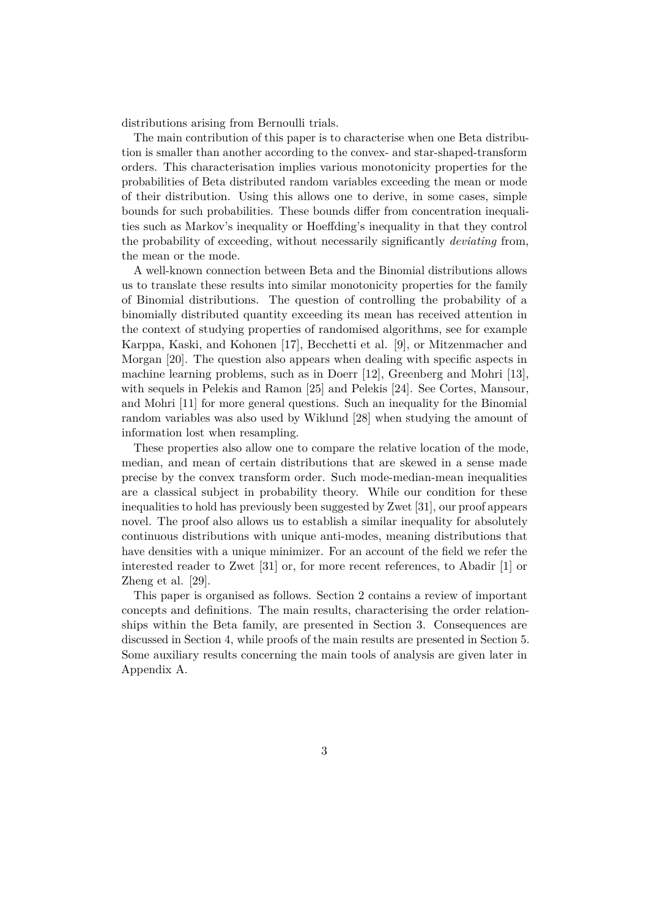distributions arising from Bernoulli trials.

The main contribution of this paper is to characterise when one Beta distribution is smaller than another according to the convex- and star-shaped-transform orders. This characterisation implies various monotonicity properties for the probabilities of Beta distributed random variables exceeding the mean or mode of their distribution. Using this allows one to derive, in some cases, simple bounds for such probabilities. These bounds differ from concentration inequalities such as Markov's inequality or Hoeffding's inequality in that they control the probability of exceeding, without necessarily significantly *deviating* from, the mean or the mode.

A well-known connection between Beta and the Binomial distributions allows us to translate these results into similar monotonicity properties for the family of Binomial distributions. The question of controlling the probability of a binomially distributed quantity exceeding its mean has received attention in the context of studying properties of randomised algorithms, see for example Karppa, Kaski, and Kohonen [17], Becchetti et al. [9], or Mitzenmacher and Morgan [20]. The question also appears when dealing with specific aspects in machine learning problems, such as in Doerr [12], Greenberg and Mohri [13], with sequels in Pelekis and Ramon [25] and Pelekis [24]. See Cortes, Mansour, and Mohri [11] for more general questions. Such an inequality for the Binomial random variables was also used by Wiklund [28] when studying the amount of information lost when resampling.

These properties also allow one to compare the relative location of the mode, median, and mean of certain distributions that are skewed in a sense made precise by the convex transform order. Such mode-median-mean inequalities are a classical subject in probability theory. While our condition for these inequalities to hold has previously been suggested by Zwet [31], our proof appears novel. The proof also allows us to establish a similar inequality for absolutely continuous distributions with unique anti-modes, meaning distributions that have densities with a unique minimizer. For an account of the field we refer the interested reader to Zwet [31] or, for more recent references, to Abadir [1] or Zheng et al. [29].

This paper is organised as follows. Section 2 contains a review of important concepts and definitions. The main results, characterising the order relationships within the Beta family, are presented in Section 3. Consequences are discussed in Section 4, while proofs of the main results are presented in Section 5. Some auxiliary results concerning the main tools of analysis are given later in Appendix A.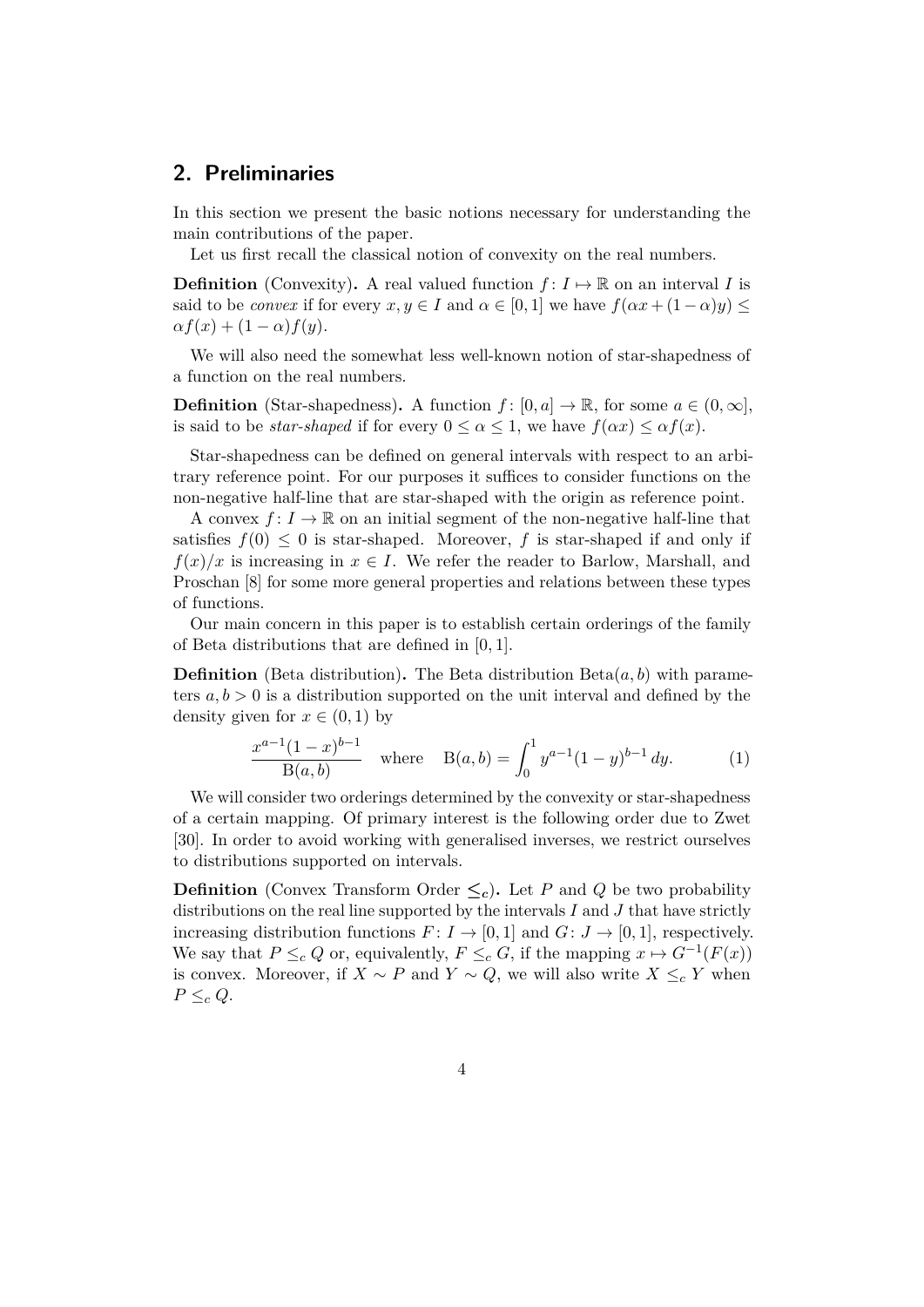## 2. Preliminaries

In this section we present the basic notions necessary for understanding the main contributions of the paper.

Let us first recall the classical notion of convexity on the real numbers.

**Definition** (Convexity)**.** A real valued function $f\colon I \mapsto \mathbb{R}$ on an interval $I$ is said to be *convex* if for every $x, y \in I$ and $\alpha \in [0,1]$ we have $f(\alpha x + (1-\alpha)y) \leq \alpha f(x) + (1-\alpha)f(y)$.

We will also need the somewhat less well-known notion of star-shapedness of a function on the real numbers.

**Definition** (Star-shapedness)**.** A function $f\colon [0,a] \to \mathbb{R}$, for some $a \in (0,\infty]$, is said to be *star-shaped* if for every $0 \leq \alpha \leq 1$, we have $f(\alpha x) \leq \alpha f(x)$.

Star-shapedness can be defined on general intervals with respect to an arbitrary reference point. For our purposes it suffices to consider functions on the non-negative half-line that are star-shaped with the origin as reference point.

A convex $f\colon I \to \mathbb{R}$ on an initial segment of the non-negative half-line that satisfies $f(0) \leq 0$ is star-shaped. Moreover, $f$ is star-shaped if and only if $f(x)/x$ is increasing in $x \in I$. We refer the reader to Barlow, Marshall, and Proschan [8] for some more general properties and relations between these types of functions.

Our main concern in this paper is to establish certain orderings of the family of Beta distributions that are defined in $[0,1]$.

**Definition** (Beta distribution)**.** The Beta distribution $\mathrm{Beta}(a,b)$ with parameters $a, b > 0$ is a distribution supported on the unit interval and defined by the density given for $x \in (0,1)$ by

$$\frac{x^{a-1}(1-x)^{b-1}}{\mathrm{B}(a,b)} \quad \text{where} \quad \mathrm{B}(a,b) = \int_0^1 y^{a-1}(1-y)^{b-1}\,dy. \tag{1}$$

We will consider two orderings determined by the convexity or star-shapedness of a certain mapping. Of primary interest is the following order due to Zwet [30]. In order to avoid working with generalised inverses, we restrict ourselves to distributions supported on intervals.

**Definition** (Convex Transform Order $\leq_c$)**.** Let $P$ and $Q$ be two probability distributions on the real line supported by the intervals $I$ and $J$ that have strictly increasing distribution functions $F\colon I \to [0,1]$ and $G\colon J \to [0,1]$, respectively. We say that $P \leq_c Q$ or, equivalently, $F \leq_c G$, if the mapping $x \mapsto G^{-1}(F(x))$ is convex. Moreover, if $X \sim P$ and $Y \sim Q$, we will also write $X \leq_c Y$ when $P \leq_c Q$.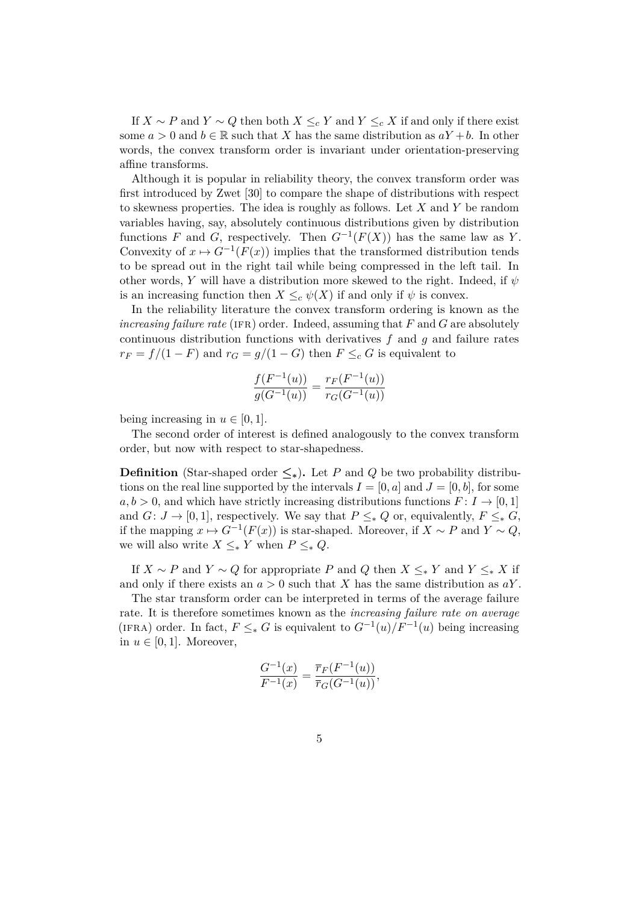If $X \sim P$ and $Y \sim Q$ then both $X \leq_c Y$ and $Y \leq_c X$ if and only if there exist some $a > 0$ and $b \in \mathbb{R}$ such that $X$ has the same distribution as $aY + b$. In other words, the convex transform order is invariant under orientation-preserving affine transforms.

Although it is popular in reliability theory, the convex transform order was first introduced by Zwet [30] to compare the shape of distributions with respect to skewness properties. The idea is roughly as follows. Let $X$ and $Y$ be random variables having, say, absolutely continuous distributions given by distribution functions $F$ and $G$, respectively. Then $G^{-1}(F(X))$ has the same law as $Y$. Convexity of $x \mapsto G^{-1}(F(x))$ implies that the transformed distribution tends to be spread out in the right tail while being compressed in the left tail. In other words, $Y$ will have a distribution more skewed to the right. Indeed, if $\psi$ is an increasing function then $X \leq_c \psi(X)$ if and only if $\psi$ is convex.

In the reliability literature the convex transform ordering is known as the *increasing failure rate* (IFR) order. Indeed, assuming that $F$ and $G$ are absolutely continuous distribution functions with derivatives $f$ and $g$ and failure rates $r_F = f/(1-F)$ and $r_G = g/(1-G)$ then $F \leq_c G$ is equivalent to

$$\frac{f(F^{-1}(u))}{g(G^{-1}(u))} = \frac{r_F(F^{-1}(u))}{r_G(G^{-1}(u))}$$

being increasing in $u \in [0, 1]$.

The second order of interest is defined analogously to the convex transform order, but now with respect to star-shapedness.

**Definition** (Star-shaped order $\leq_*$)**.** Let $P$ and $Q$ be two probability distributions on the real line supported by the intervals $I = [0, a]$ and $J = [0, b]$, for some $a, b > 0$, and which have strictly increasing distributions functions $F\colon I \to [0, 1]$ and $G\colon J \to [0, 1]$, respectively. We say that $P \leq_* Q$ or, equivalently, $F \leq_* G$, if the mapping $x \mapsto G^{-1}(F(x))$ is star-shaped. Moreover, if $X \sim P$ and $Y \sim Q$, we will also write $X \leq_* Y$ when $P \leq_* Q$.

If $X \sim P$ and $Y \sim Q$ for appropriate $P$ and $Q$ then $X \leq_* Y$ and $Y \leq_* X$ if and only if there exists an $a > 0$ such that $X$ has the same distribution as $aY$.

The star transform order can be interpreted in terms of the average failure rate. It is therefore sometimes known as the *increasing failure rate on average* (IFRA) order. In fact, $F \leq_* G$ is equivalent to $G^{-1}(u)/F^{-1}(u)$ being increasing in $u \in [0, 1]$. Moreover,

$$\frac{G^{-1}(x)}{F^{-1}(x)} = \frac{\overline{r}_F(F^{-1}(u))}{\overline{r}_G(G^{-1}(u))},$$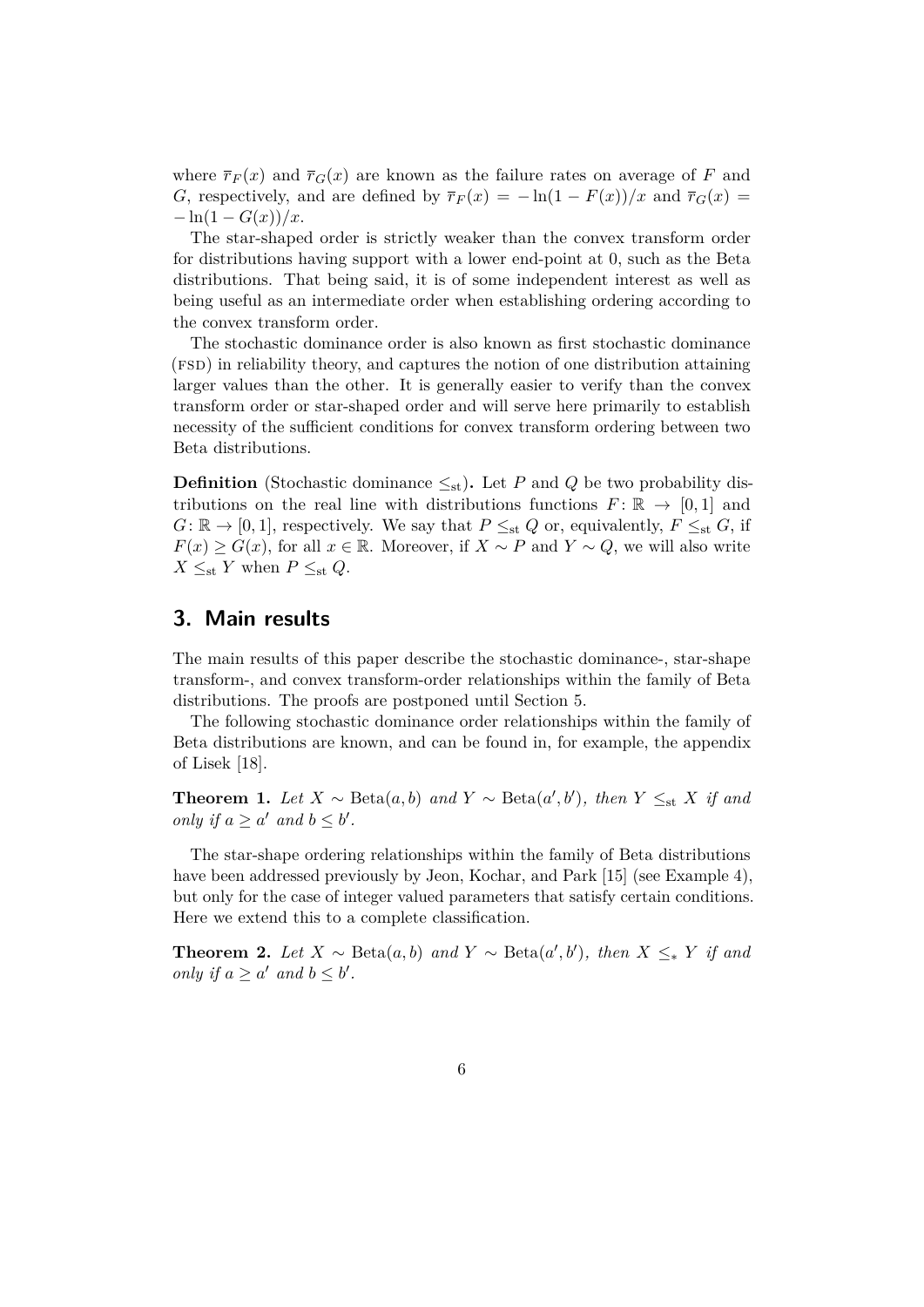where $\bar{r}_F(x)$ and $\bar{r}_G(x)$ are known as the failure rates on average of $F$ and $G$, respectively, and are defined by $\bar{r}_F(x) = -\ln(1 - F(x))/x$ and $\bar{r}_G(x) = -\ln(1 - G(x))/x$.

The star-shaped order is strictly weaker than the convex transform order for distributions having support with a lower end-point at 0, such as the Beta distributions. That being said, it is of some independent interest as well as being useful as an intermediate order when establishing ordering according to the convex transform order.

The stochastic dominance order is also known as first stochastic dominance (FSD) in reliability theory, and captures the notion of one distribution attaining larger values than the other. It is generally easier to verify than the convex transform order or star-shaped order and will serve here primarily to establish necessity of the sufficient conditions for convex transform ordering between two Beta distributions.

**Definition** (Stochastic dominance $\leq_{\text{st}}$)**.** Let $P$ and $Q$ be two probability distributions on the real line with distributions functions $F\colon \mathbb{R} \to [0, 1]$ and $G\colon \mathbb{R} \to [0, 1]$, respectively. We say that $P \leq_{\text{st}} Q$ or, equivalently, $F \leq_{\text{st}} G$, if $F(x) \geq G(x)$, for all $x \in \mathbb{R}$. Moreover, if $X \sim P$ and $Y \sim Q$, we will also write $X \leq_{\text{st}} Y$ when $P \leq_{\text{st}} Q$.

## 3. Main results

The main results of this paper describe the stochastic dominance-, star-shape transform-, and convex transform-order relationships within the family of Beta distributions. The proofs are postponed until Section 5.

The following stochastic dominance order relationships within the family of Beta distributions are known, and can be found in, for example, the appendix of Lisek [18].

**Theorem 1.** *Let $X \sim \text{Beta}(a, b)$ and $Y \sim \text{Beta}(a', b')$, then $Y \leq_{\text{st}} X$ if and only if $a \geq a'$ and $b \leq b'$.*

The star-shape ordering relationships within the family of Beta distributions have been addressed previously by Jeon, Kochar, and Park [15] (see Example 4), but only for the case of integer valued parameters that satisfy certain conditions. Here we extend this to a complete classification.

**Theorem 2.** *Let $X \sim \text{Beta}(a, b)$ and $Y \sim \text{Beta}(a', b')$, then $X \leq_{*} Y$ if and only if $a \geq a'$ and $b \leq b'$.*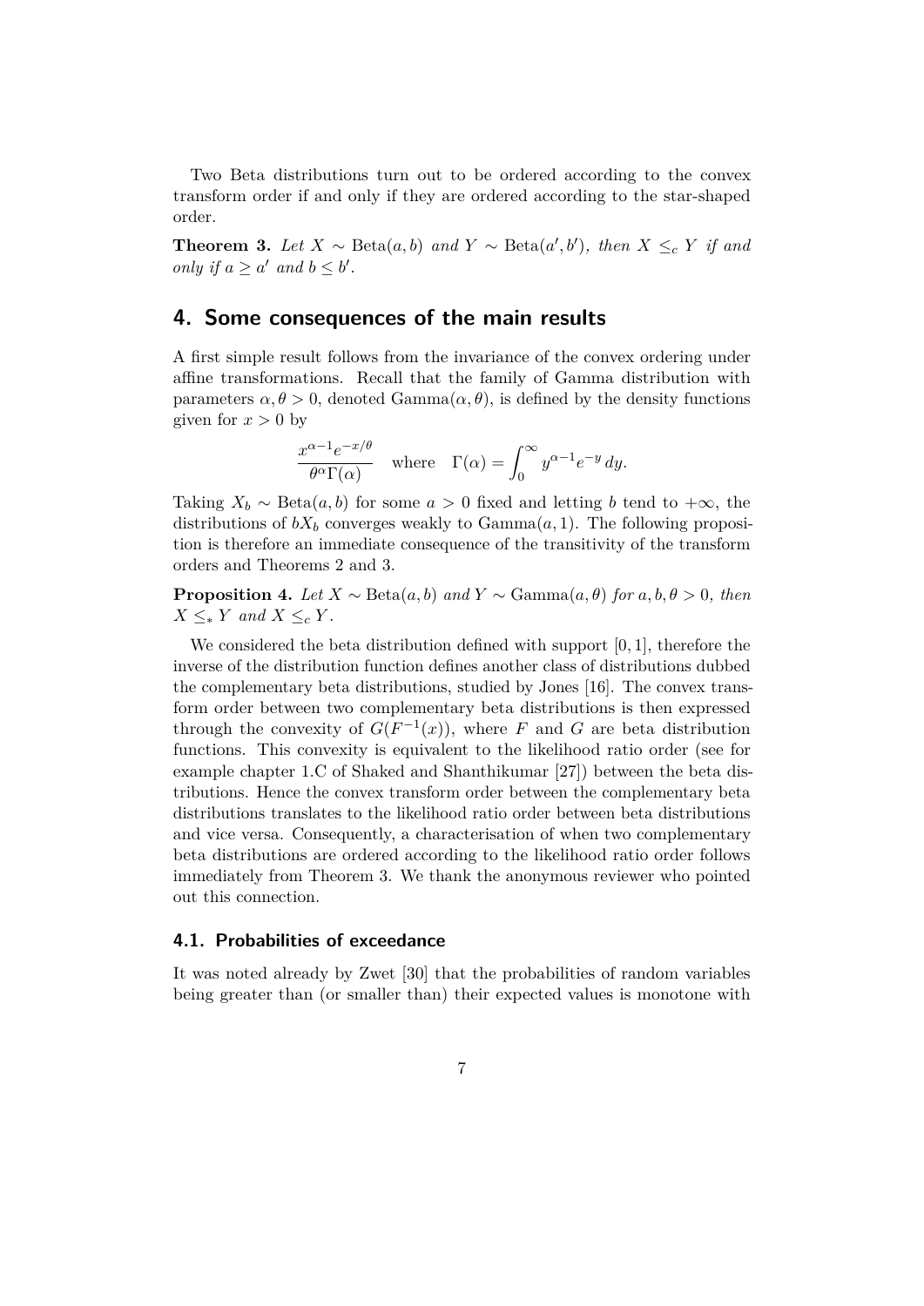Two Beta distributions turn out to be ordered according to the convex transform order if and only if they are ordered according to the star-shaped order.

**Theorem 3.** *Let $X \sim \mathrm{Beta}(a,b)$ and $Y \sim \mathrm{Beta}(a',b')$, then $X \leq_c Y$ if and only if $a \geq a'$ and $b \leq b'$.*

## 4. Some consequences of the main results

A first simple result follows from the invariance of the convex ordering under affine transformations. Recall that the family of Gamma distribution with parameters $\alpha, \theta > 0$, denoted $\mathrm{Gamma}(\alpha, \theta)$, is defined by the density functions given for $x > 0$ by

$$\frac{x^{\alpha-1}e^{-x/\theta}}{\theta^{\alpha}\Gamma(\alpha)} \quad \text{where} \quad \Gamma(\alpha) = \int_0^{\infty} y^{\alpha-1}e^{-y}\,dy.$$

Taking $X_b \sim \mathrm{Beta}(a,b)$ for some $a > 0$ fixed and letting $b$ tend to $+\infty$, the distributions of $bX_b$ converges weakly to $\mathrm{Gamma}(a,1)$. The following proposition is therefore an immediate consequence of the transitivity of the transform orders and Theorems 2 and 3.

**Proposition 4.** *Let $X \sim \mathrm{Beta}(a,b)$ and $Y \sim \mathrm{Gamma}(a,\theta)$ for $a,b,\theta > 0$, then $X \leq_* Y$ and $X \leq_c Y$.*

We considered the beta distribution defined with support $[0,1]$, therefore the inverse of the distribution function defines another class of distributions dubbed the complementary beta distributions, studied by Jones [16]. The convex transform order between two complementary beta distributions is then expressed through the convexity of $G(F^{-1}(x))$, where $F$ and $G$ are beta distribution functions. This convexity is equivalent to the likelihood ratio order (see for example chapter 1.C of Shaked and Shanthikumar [27]) between the beta distributions. Hence the convex transform order between the complementary beta distributions translates to the likelihood ratio order between beta distributions and vice versa. Consequently, a characterisation of when two complementary beta distributions are ordered according to the likelihood ratio order follows immediately from Theorem 3. We thank the anonymous reviewer who pointed out this connection.

### 4.1. Probabilities of exceedance

It was noted already by Zwet [30] that the probabilities of random variables being greater than (or smaller than) their expected values is monotone with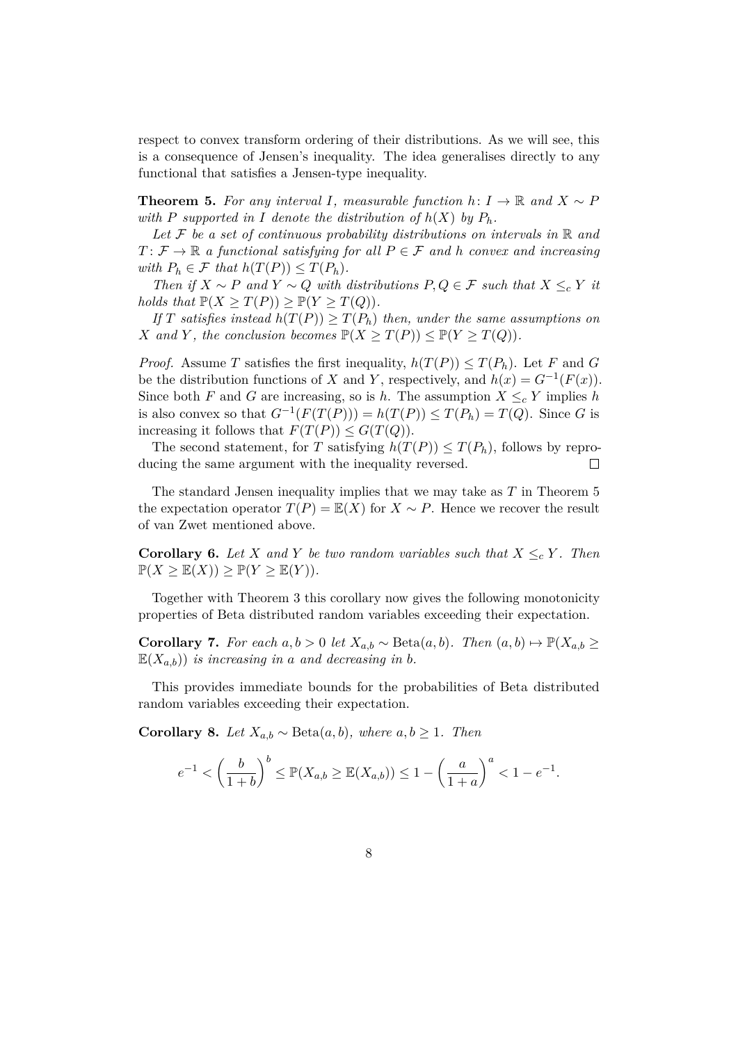respect to convex transform ordering of their distributions. As we will see, this is a consequence of Jensen's inequality. The idea generalises directly to any functional that satisfies a Jensen-type inequality.

**Theorem 5.** *For any interval $I$, measurable function $h\colon I \to \mathbb{R}$ and $X \sim P$ with $P$ supported in $I$ denote the distribution of $h(X)$ by $P_h$.*

*Let $\mathcal{F}$ be a set of continuous probability distributions on intervals in $\mathbb{R}$ and $T\colon \mathcal{F} \to \mathbb{R}$ a functional satisfying for all $P \in \mathcal{F}$ and $h$ convex and increasing with $P_h \in \mathcal{F}$ that $h(T(P)) \leq T(P_h)$.*

*Then if $X \sim P$ and $Y \sim Q$ with distributions $P, Q \in \mathcal{F}$ such that $X \leq_c Y$ it holds that $\mathbb{P}(X \geq T(P)) \geq \mathbb{P}(Y \geq T(Q))$.*

*If $T$ satisfies instead $h(T(P)) \geq T(P_h)$ then, under the same assumptions on $X$ and $Y$, the conclusion becomes $\mathbb{P}(X \geq T(P)) \leq \mathbb{P}(Y \geq T(Q))$.*

*Proof.* Assume $T$ satisfies the first inequality, $h(T(P)) \leq T(P_h)$. Let $F$ and $G$ be the distribution functions of $X$ and $Y$, respectively, and $h(x) = G^{-1}(F(x))$. Since both $F$ and $G$ are increasing, so is $h$. The assumption $X \leq_c Y$ implies $h$ is also convex so that $G^{-1}(F(T(P))) = h(T(P)) \leq T(P_h) = T(Q)$. Since $G$ is increasing it follows that $F(T(P)) \leq G(T(Q))$.

The second statement, for $T$ satisfying $h(T(P)) \leq T(P_h)$, follows by reproducing the same argument with the inequality reversed. □

The standard Jensen inequality implies that we may take as $T$ in Theorem 5 the expectation operator $T(P) = \mathbb{E}(X)$ for $X \sim P$. Hence we recover the result of van Zwet mentioned above.

**Corollary 6.** *Let $X$ and $Y$ be two random variables such that $X \leq_c Y$. Then $\mathbb{P}(X \geq \mathbb{E}(X)) \geq \mathbb{P}(Y \geq \mathbb{E}(Y))$.*

Together with Theorem 3 this corollary now gives the following monotonicity properties of Beta distributed random variables exceeding their expectation.

**Corollary 7.** *For each $a, b > 0$ let $X_{a,b} \sim \mathrm{Beta}(a, b)$. Then $(a, b) \mapsto \mathbb{P}(X_{a,b} \geq \mathbb{E}(X_{a,b}))$ is increasing in $a$ and decreasing in $b$.*

This provides immediate bounds for the probabilities of Beta distributed random variables exceeding their expectation.

**Corollary 8.** *Let $X_{a,b} \sim \mathrm{Beta}(a, b)$, where $a, b \geq 1$. Then*

$$e^{-1} < \left(\frac{b}{1+b}\right)^b \leq \mathbb{P}(X_{a,b} \geq \mathbb{E}(X_{a,b})) \leq 1 - \left(\frac{a}{1+a}\right)^a < 1 - e^{-1}.$$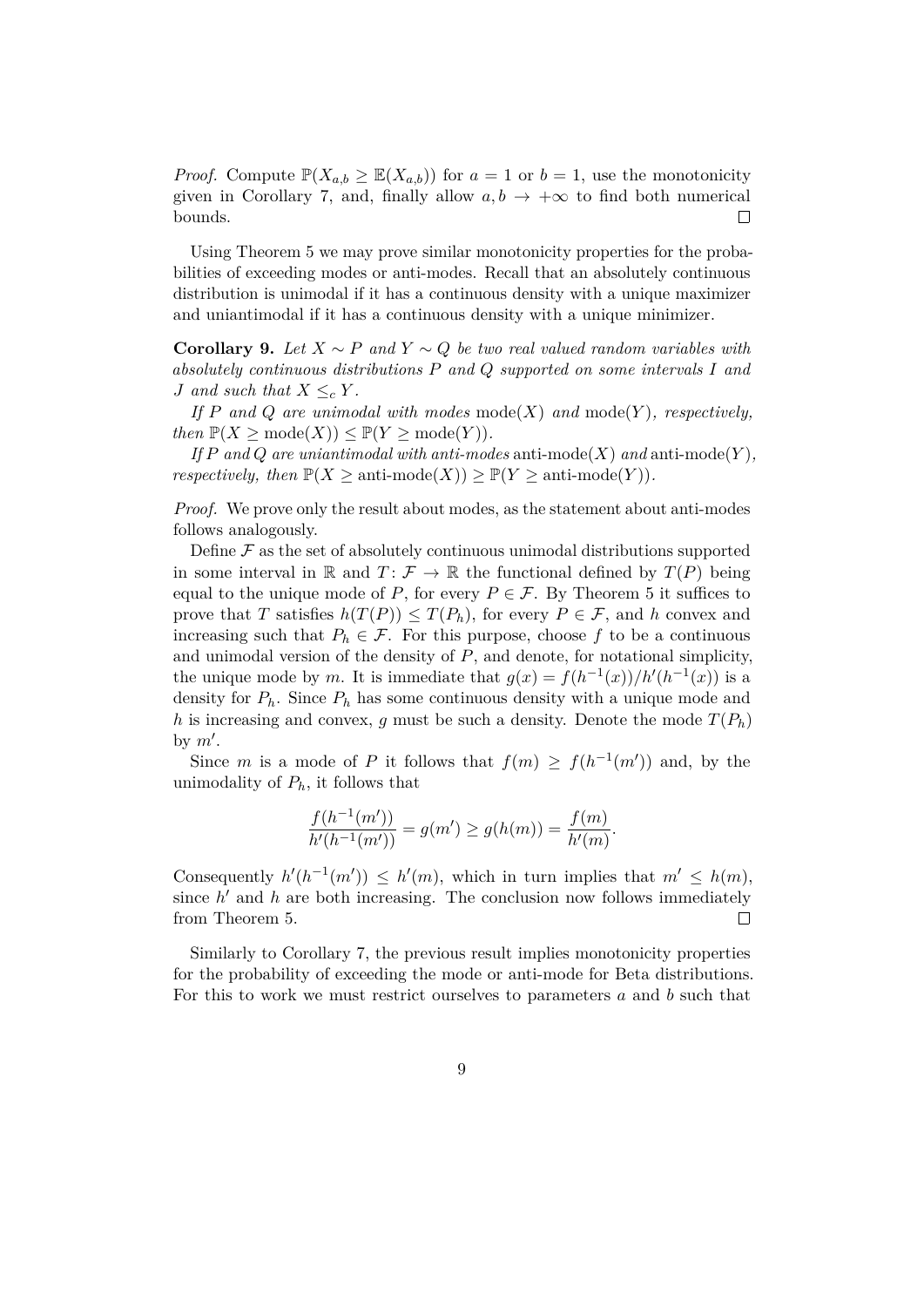*Proof.* Compute $\mathbb{P}(X_{a,b} \geq \mathbb{E}(X_{a,b}))$ for $a = 1$ or $b = 1$, use the monotonicity given in Corollary 7, and, finally allow $a, b \to +\infty$ to find both numerical bounds. □

Using Theorem 5 we may prove similar monotonicity properties for the probabilities of exceeding modes or anti-modes. Recall that an absolutely continuous distribution is unimodal if it has a continuous density with a unique maximizer and uniantimodal if it has a continuous density with a unique minimizer.

**Corollary 9.** *Let $X \sim P$ and $Y \sim Q$ be two real valued random variables with absolutely continuous distributions $P$ and $Q$ supported on some intervals $I$ and $J$ and such that $X \leq_c Y$.*

*If $P$ and $Q$ are unimodal with modes $\mathrm{mode}(X)$ and $\mathrm{mode}(Y)$, respectively, then $\mathbb{P}(X \geq \mathrm{mode}(X)) \leq \mathbb{P}(Y \geq \mathrm{mode}(Y))$.*

*If $P$ and $Q$ are uniantimodal with anti-modes $\text{anti-mode}(X)$ and $\text{anti-mode}(Y)$, respectively, then $\mathbb{P}(X \geq \text{anti-mode}(X)) \geq \mathbb{P}(Y \geq \text{anti-mode}(Y))$.*

*Proof.* We prove only the result about modes, as the statement about anti-modes follows analogously.

Define $\mathcal{F}$ as the set of absolutely continuous unimodal distributions supported in some interval in $\mathbb{R}$ and $T \colon \mathcal{F} \to \mathbb{R}$ the functional defined by $T(P)$ being equal to the unique mode of $P$, for every $P \in \mathcal{F}$. By Theorem 5 it suffices to prove that $T$ satisfies $h(T(P)) \leq T(P_h)$, for every $P \in \mathcal{F}$, and $h$ convex and increasing such that $P_h \in \mathcal{F}$. For this purpose, choose $f$ to be a continuous and unimodal version of the density of $P$, and denote, for notational simplicity, the unique mode by $m$. It is immediate that $g(x) = f(h^{-1}(x))/h'(h^{-1}(x))$ is a density for $P_h$. Since $P_h$ has some continuous density with a unique mode and $h$ is increasing and convex, $g$ must be such a density. Denote the mode $T(P_h)$ by $m'$.

Since $m$ is a mode of $P$ it follows that $f(m) \geq f(h^{-1}(m'))$ and, by the unimodality of $P_h$, it follows that

$$\frac{f(h^{-1}(m'))}{h'(h^{-1}(m'))} = g(m') \geq g(h(m)) = \frac{f(m)}{h'(m)}.$$

Consequently $h'(h^{-1}(m')) \leq h'(m)$, which in turn implies that $m' \leq h(m)$, since $h'$ and $h$ are both increasing. The conclusion now follows immediately from Theorem 5. □

Similarly to Corollary 7, the previous result implies monotonicity properties for the probability of exceeding the mode or anti-mode for Beta distributions. For this to work we must restrict ourselves to parameters $a$ and $b$ such that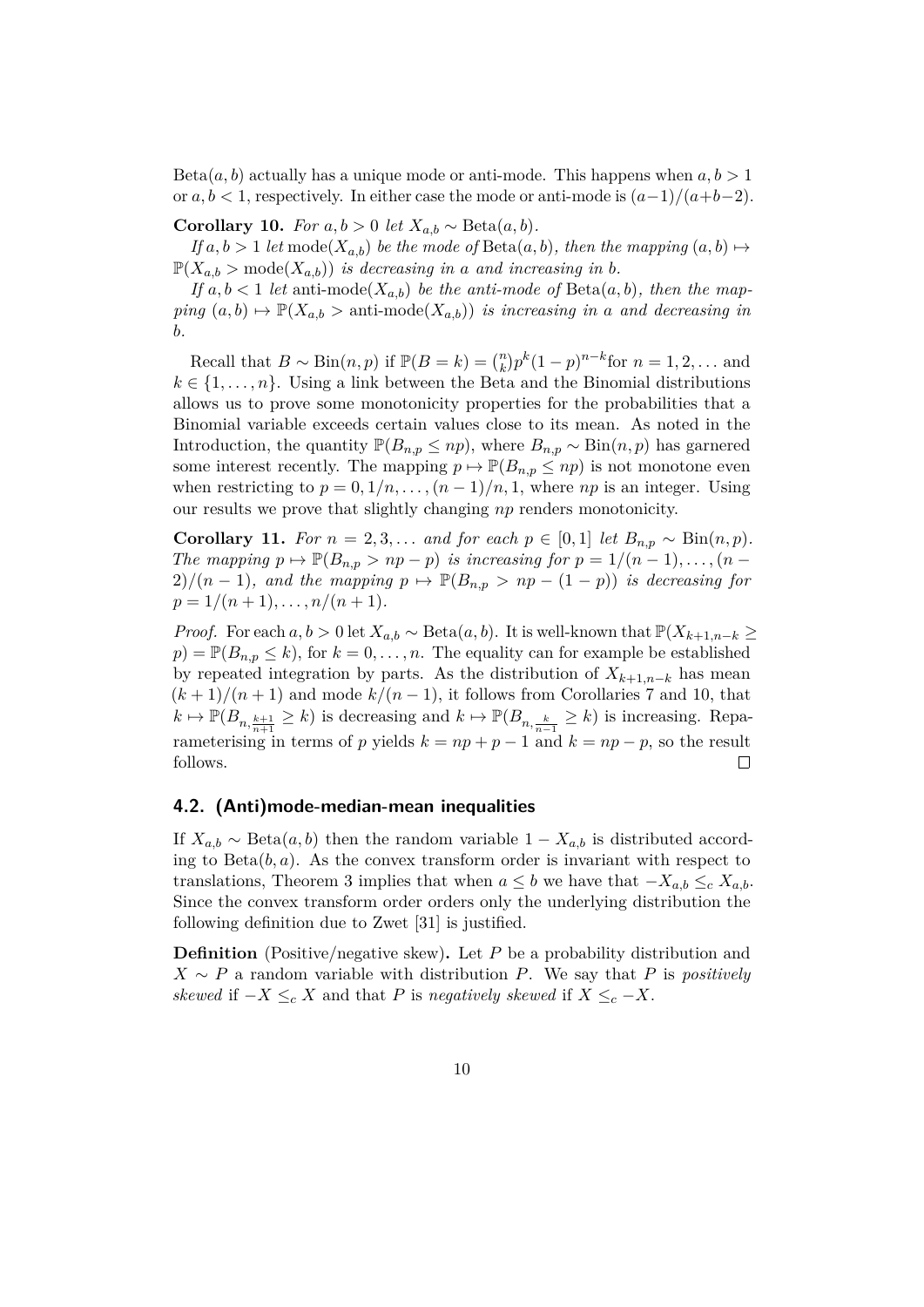$\mathrm{Beta}(a,b)$ actually has a unique mode or anti-mode. This happens when $a,b>1$ or $a,b<1$, respectively. In either case the mode or anti-mode is $(a-1)/(a+b-2)$.

**Corollary 10.** *For $a,b>0$ let $X_{a,b}\sim\mathrm{Beta}(a,b)$.*

*If $a,b>1$ let $\mathrm{mode}(X_{a,b})$ be the mode of $\mathrm{Beta}(a,b)$, then the mapping $(a,b)\mapsto\mathbb{P}(X_{a,b}>\mathrm{mode}(X_{a,b}))$ is decreasing in $a$ and increasing in $b$.*

*If $a,b<1$ let $\text{anti-mode}(X_{a,b})$ be the anti-mode of $\mathrm{Beta}(a,b)$, then the mapping $(a,b)\mapsto\mathbb{P}(X_{a,b}>\text{anti-mode}(X_{a,b}))$ is increasing in $a$ and decreasing in $b$.*

Recall that $B\sim\mathrm{Bin}(n,p)$ if $\mathbb{P}(B=k)=\binom{n}{k}p^k(1-p)^{n-k}$for $n=1,2,\ldots$ and $k\in\{1,\ldots,n\}$. Using a link between the Beta and the Binomial distributions allows us to prove some monotonicity properties for the probabilities that a Binomial variable exceeds certain values close to its mean. As noted in the Introduction, the quantity $\mathbb{P}(B_{n,p}\leq np)$, where $B_{n,p}\sim\mathrm{Bin}(n,p)$ has garnered some interest recently. The mapping $p\mapsto\mathbb{P}(B_{n,p}\leq np)$ is not monotone even when restricting to $p=0,1/n,\ldots,(n-1)/n,1$, where $np$ is an integer. Using our results we prove that slightly changing $np$ renders monotonicity.

**Corollary 11.** *For $n=2,3,\ldots$ and for each $p\in[0,1]$ let $B_{n,p}\sim\mathrm{Bin}(n,p)$. The mapping $p\mapsto\mathbb{P}(B_{n,p}>np-p)$ is increasing for $p=1/(n-1),\ldots,(n-2)/(n-1)$, and the mapping $p\mapsto\mathbb{P}(B_{n,p}>np-(1-p))$ is decreasing for $p=1/(n+1),\ldots,n/(n+1)$.*

*Proof.* For each $a,b>0$ let $X_{a,b}\sim\mathrm{Beta}(a,b)$. It is well-known that $\mathbb{P}(X_{k+1,n-k}\geq p)=\mathbb{P}(B_{n,p}\leq k)$, for $k=0,\ldots,n$. The equality can for example be established by repeated integration by parts. As the distribution of $X_{k+1,n-k}$ has mean $(k+1)/(n+1)$ and mode $k/(n-1)$, it follows from Corollaries 7 and 10, that $k\mapsto\mathbb{P}(B_{n,\frac{k+1}{n+1}}\geq k)$ is decreasing and $k\mapsto\mathbb{P}(B_{n,\frac{k}{n-1}}\geq k)$ is increasing. Reparameterising in terms of $p$ yields $k=np+p-1$ and $k=np-p$, so the result follows. $\square$

### 4.2. (Anti)mode-median-mean inequalities

If $X_{a,b}\sim\mathrm{Beta}(a,b)$ then the random variable $1-X_{a,b}$ is distributed according to $\mathrm{Beta}(b,a)$. As the convex transform order is invariant with respect to translations, Theorem 3 implies that when $a\leq b$ we have that $-X_{a,b}\leq_c X_{a,b}$. Since the convex transform order orders only the underlying distribution the following definition due to Zwet [31] is justified.

**Definition** (Positive/negative skew)**.** Let $P$ be a probability distribution and $X\sim P$ a random variable with distribution $P$. We say that $P$ is *positively skewed* if $-X\leq_c X$ and that $P$ is *negatively skewed* if $X\leq_c -X$.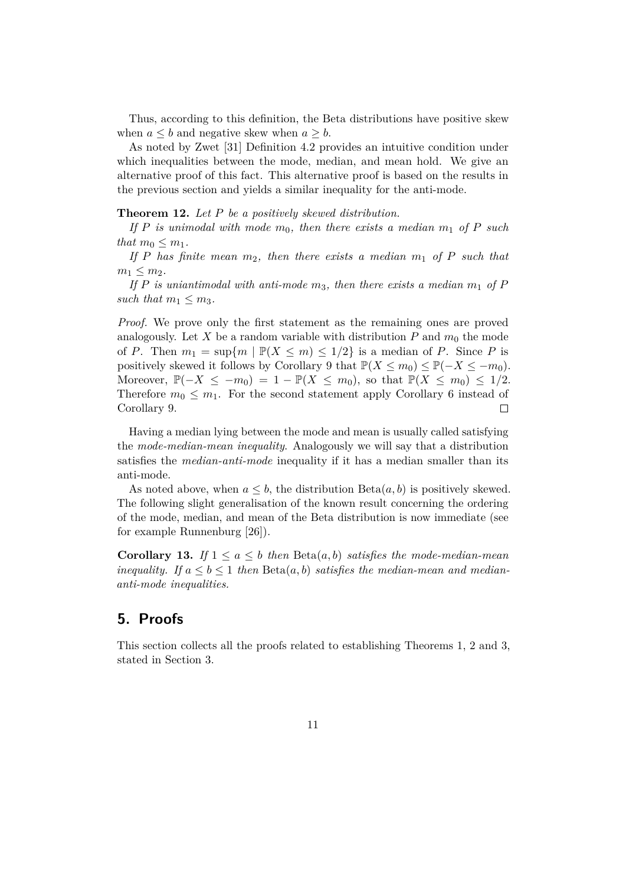Thus, according to this definition, the Beta distributions have positive skew when $a \leq b$ and negative skew when $a \geq b$.

As noted by Zwet [31] Definition 4.2 provides an intuitive condition under which inequalities between the mode, median, and mean hold. We give an alternative proof of this fact. This alternative proof is based on the results in the previous section and yields a similar inequality for the anti-mode.

**Theorem 12.** *Let $P$ be a positively skewed distribution.*

*If $P$ is unimodal with mode $m_0$, then there exists a median $m_1$ of $P$ such that $m_0 \leq m_1$.*

*If $P$ has finite mean $m_2$, then there exists a median $m_1$ of $P$ such that $m_1 \leq m_2$.*

*If $P$ is uniantimodal with anti-mode $m_3$, then there exists a median $m_1$ of $P$ such that $m_1 \leq m_3$.*

*Proof.* We prove only the first statement as the remaining ones are proved analogously. Let $X$ be a random variable with distribution $P$ and $m_0$ the mode of $P$. Then $m_1 = \sup\{m \mid \mathbb{P}(X \leq m) \leq 1/2\}$ is a median of $P$. Since $P$ is positively skewed it follows by Corollary 9 that $\mathbb{P}(X \leq m_0) \leq \mathbb{P}(-X \leq -m_0)$. Moreover, $\mathbb{P}(-X \leq -m_0) = 1 - \mathbb{P}(X \leq m_0)$, so that $\mathbb{P}(X \leq m_0) \leq 1/2$. Therefore $m_0 \leq m_1$. For the second statement apply Corollary 6 instead of Corollary 9. $\square$

Having a median lying between the mode and mean is usually called satisfying the *mode-median-mean inequality*. Analogously we will say that a distribution satisfies the *median-anti-mode* inequality if it has a median smaller than its anti-mode.

As noted above, when $a \leq b$, the distribution $\text{Beta}(a, b)$ is positively skewed. The following slight generalisation of the known result concerning the ordering of the mode, median, and mean of the Beta distribution is now immediate (see for example Runnenburg [26]).

**Corollary 13.** *If $1 \leq a \leq b$ then $\text{Beta}(a, b)$ satisfies the mode-median-mean inequality. If $a \leq b \leq 1$ then $\text{Beta}(a, b)$ satisfies the median-mean and median-anti-mode inequalities.*

## 5. Proofs

This section collects all the proofs related to establishing Theorems 1, 2 and 3, stated in Section 3.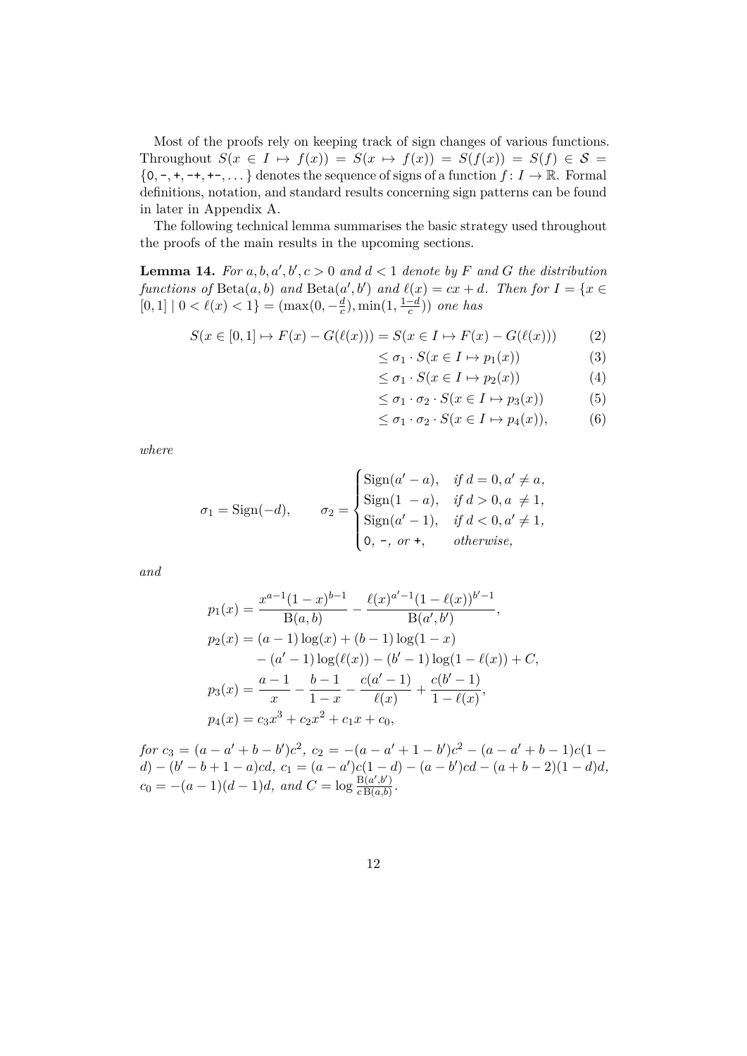Most of the proofs rely on keeping track of sign changes of various functions. Throughout $S(x \in I \mapsto f(x)) = S(x \mapsto f(x)) = S(f(x)) = S(f) \in \mathcal{S} = \{\texttt{0}, \texttt{-}, \texttt{+}, \texttt{-+}, \texttt{+-}, \dots\}$ denotes the sequence of signs of a function $f\colon I \to \mathbb{R}$. Formal definitions, notation, and standard results concerning sign patterns can be found in later in Appendix A.

The following technical lemma summarises the basic strategy used throughout the proofs of the main results in the upcoming sections.

**Lemma 14.** *For $a, b, a', b', c > 0$ and $d < 1$ denote by $F$ and $G$ the distribution functions of $\mathrm{Beta}(a, b)$ and $\mathrm{Beta}(a', b')$ and $\ell(x) = cx + d$. Then for $I = \{x \in [0, 1] \mid 0 < \ell(x) < 1\} = (\max(0, -\frac{d}{c}), \min(1, \frac{1-d}{c}))$ one has*

$$
\begin{aligned}
S(x \in [0,1] \mapsto F(x) - G(\ell(x))) &= S(x \in I \mapsto F(x) - G(\ell(x))) && (2)\\
&\leq \sigma_1 \cdot S(x \in I \mapsto p_1(x)) && (3)\\
&\leq \sigma_1 \cdot S(x \in I \mapsto p_2(x)) && (4)\\
&\leq \sigma_1 \cdot \sigma_2 \cdot S(x \in I \mapsto p_3(x)) && (5)\\
&\leq \sigma_1 \cdot \sigma_2 \cdot S(x \in I \mapsto p_4(x)), && (6)
\end{aligned}
$$

*where*

$$
\sigma_1 = \mathrm{Sign}(-d), \qquad \sigma_2 = \begin{cases} \mathrm{Sign}(a' - a), & \text{if } d = 0, a' \neq a,\\ \mathrm{Sign}(1 - a), & \text{if } d > 0, a \neq 1,\\ \mathrm{Sign}(a' - 1), & \text{if } d < 0, a' \neq 1,\\ \texttt{0},\ \texttt{-},\ \text{or } \texttt{+}, & \text{otherwise,} \end{cases}
$$

*and*

$$
\begin{aligned}
p_1(x) &= \frac{x^{a-1}(1-x)^{b-1}}{\mathrm{B}(a,b)} - \frac{\ell(x)^{a'-1}(1-\ell(x))^{b'-1}}{\mathrm{B}(a',b')},\\
p_2(x) &= (a-1)\log(x) + (b-1)\log(1-x)\\
&\quad - (a'-1)\log(\ell(x)) - (b'-1)\log(1-\ell(x)) + C,\\
p_3(x) &= \frac{a-1}{x} - \frac{b-1}{1-x} - \frac{c(a'-1)}{\ell(x)} + \frac{c(b'-1)}{1-\ell(x)},\\
p_4(x) &= c_3 x^3 + c_2 x^2 + c_1 x + c_0,
\end{aligned}
$$

*for $c_3 = (a - a' + b - b')c^2$, $c_2 = -(a - a' + 1 - b')c^2 - (a - a' + b - 1)c(1 - d) - (b' - b + 1 - a)cd$, $c_1 = (a - a')c(1 - d) - (a - b')cd - (a + b - 2)(1 - d)d$, $c_0 = -(a - 1)(d - 1)d$, and $C = \log \frac{\mathrm{B}(a',b')}{c\,\mathrm{B}(a,b)}$.*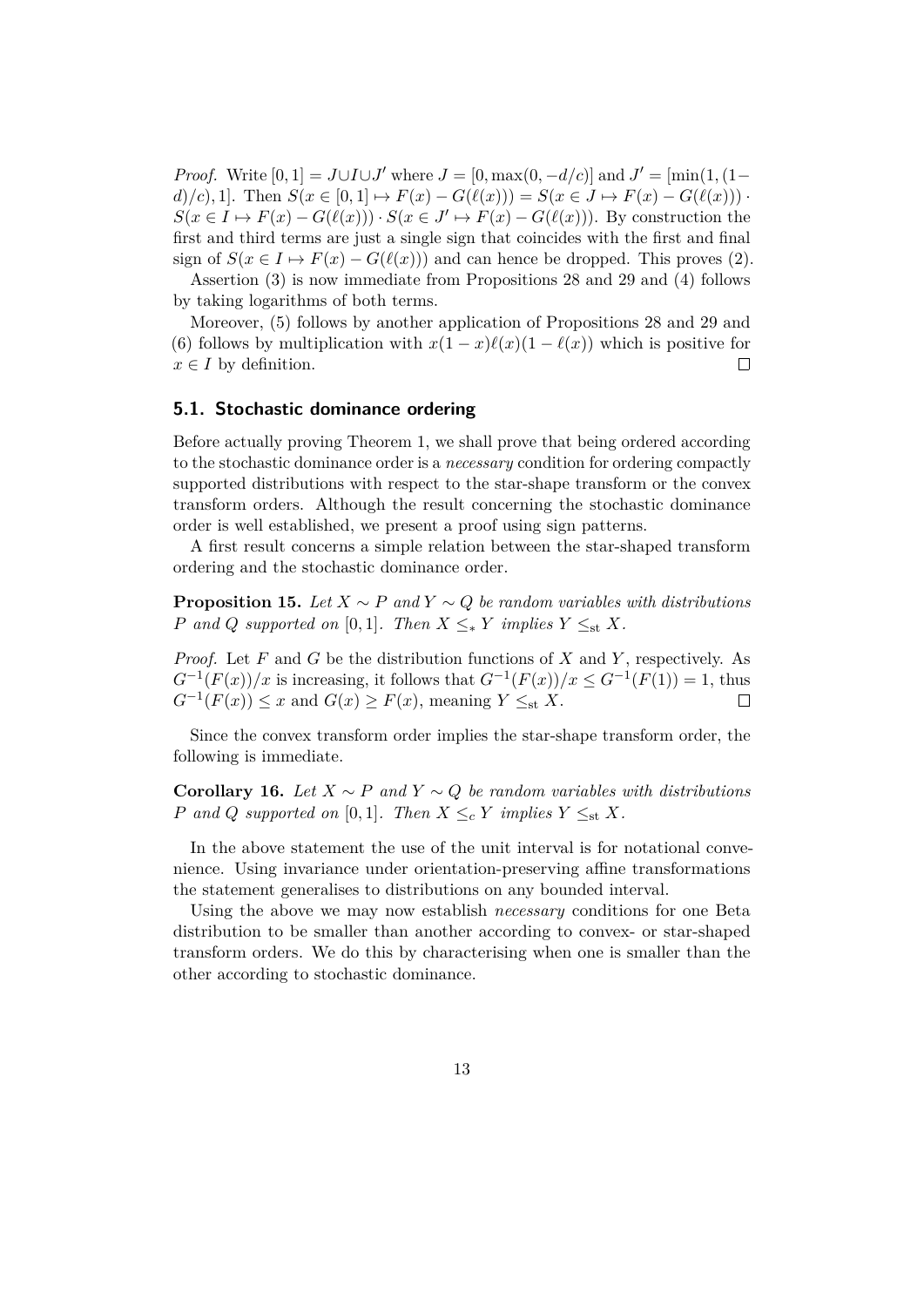*Proof.* Write $[0,1] = J \cup I \cup J'$ where $J = [0, \max(0, -d/c)]$ and $J' = [\min(1, (1-d)/c), 1]$. Then $S(x \in [0,1] \mapsto F(x) - G(\ell(x))) = S(x \in J \mapsto F(x) - G(\ell(x))) \cdot S(x \in I \mapsto F(x) - G(\ell(x))) \cdot S(x \in J' \mapsto F(x) - G(\ell(x)))$. By construction the first and third terms are just a single sign that coincides with the first and final sign of $S(x \in I \mapsto F(x) - G(\ell(x)))$ and can hence be dropped. This proves (2).

Assertion (3) is now immediate from Propositions 28 and 29 and (4) follows by taking logarithms of both terms.

Moreover, (5) follows by another application of Propositions 28 and 29 and (6) follows by multiplication with $x(1-x)\ell(x)(1-\ell(x))$ which is positive for $x \in I$ by definition. $\square$

### 5.1. Stochastic dominance ordering

Before actually proving Theorem 1, we shall prove that being ordered according to the stochastic dominance order is a *necessary* condition for ordering compactly supported distributions with respect to the star-shape transform or the convex transform orders. Although the result concerning the stochastic dominance order is well established, we present a proof using sign patterns.

A first result concerns a simple relation between the star-shaped transform ordering and the stochastic dominance order.

**Proposition 15.** *Let $X \sim P$ and $Y \sim Q$ be random variables with distributions $P$ and $Q$ supported on $[0,1]$. Then $X \leq_* Y$ implies $Y \leq_{\text{st}} X$.*

*Proof.* Let $F$ and $G$ be the distribution functions of $X$ and $Y$, respectively. As $G^{-1}(F(x))/x$ is increasing, it follows that $G^{-1}(F(x))/x \leq G^{-1}(F(1)) = 1$, thus $G^{-1}(F(x)) \leq x$ and $G(x) \geq F(x)$, meaning $Y \leq_{\text{st}} X$. $\square$

Since the convex transform order implies the star-shape transform order, the following is immediate.

**Corollary 16.** *Let $X \sim P$ and $Y \sim Q$ be random variables with distributions $P$ and $Q$ supported on $[0,1]$. Then $X \leq_c Y$ implies $Y \leq_{\text{st}} X$.*

In the above statement the use of the unit interval is for notational convenience. Using invariance under orientation-preserving affine transformations the statement generalises to distributions on any bounded interval.

Using the above we may now establish *necessary* conditions for one Beta distribution to be smaller than another according to convex- or star-shaped transform orders. We do this by characterising when one is smaller than the other according to stochastic dominance.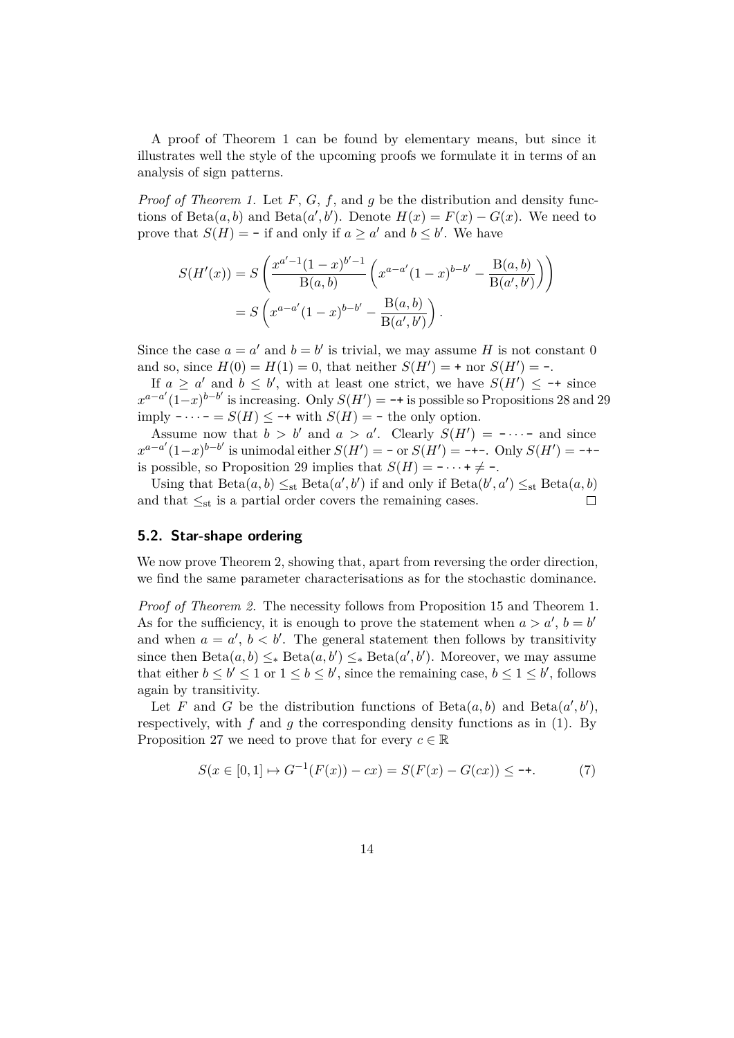A proof of Theorem 1 can be found by elementary means, but since it illustrates well the style of the upcoming proofs we formulate it in terms of an analysis of sign patterns.

*Proof of Theorem 1.* Let $F$, $G$, $f$, and $g$ be the distribution and density functions of $\mathrm{Beta}(a, b)$ and $\mathrm{Beta}(a', b')$. Denote $H(x) = F(x) - G(x)$. We need to prove that $S(H) = \texttt{-}$ if and only if $a \geq a'$ and $b \leq b'$. We have

$$
\begin{aligned}
S(H'(x)) &= S\left(\frac{x^{a'-1}(1-x)^{b'-1}}{\mathrm{B}(a,b)}\left(x^{a-a'}(1-x)^{b-b'} - \frac{\mathrm{B}(a,b)}{\mathrm{B}(a',b')}\right)\right) \\
&= S\left(x^{a-a'}(1-x)^{b-b'} - \frac{\mathrm{B}(a,b)}{\mathrm{B}(a',b')}\right).
\end{aligned}
$$

Since the case $a = a'$ and $b = b'$ is trivial, we may assume $H$ is not constant 0 and so, since $H(0) = H(1) = 0$, that neither $S(H') = \texttt{+}$ nor $S(H') = \texttt{-}$.

If $a \geq a'$ and $b \leq b'$, with at least one strict, we have $S(H') \leq \texttt{-+}$ since $x^{a-a'}(1-x)^{b-b'}$ is increasing. Only $S(H') = \texttt{-+}$ is possible so Propositions 28 and 29 imply $\texttt{-}\cdots\texttt{-} = S(H) \leq \texttt{-+}$ with $S(H) = \texttt{-}$ the only option.

Assume now that $b > b'$ and $a > a'$. Clearly $S(H') = \texttt{-}\cdots\texttt{-}$ and since $x^{a-a'}(1-x)^{b-b'}$ is unimodal either $S(H') = \texttt{-}$ or $S(H') = \texttt{-+-}$. Only $S(H') = \texttt{-+-}$ is possible, so Proposition 29 implies that $S(H) = \texttt{-}\cdots\texttt{+} \neq \texttt{-}$.

Using that $\mathrm{Beta}(a, b) \leq_{\mathrm{st}} \mathrm{Beta}(a', b')$ if and only if $\mathrm{Beta}(b', a') \leq_{\mathrm{st}} \mathrm{Beta}(a, b)$ and that $\leq_{\mathrm{st}}$ is a partial order covers the remaining cases. ∎

## 5.2. Star-shape ordering

We now prove Theorem 2, showing that, apart from reversing the order direction, we find the same parameter characterisations as for the stochastic dominance.

*Proof of Theorem 2.* The necessity follows from Proposition 15 and Theorem 1. As for the sufficiency, it is enough to prove the statement when $a > a'$, $b = b'$ and when $a = a'$, $b < b'$. The general statement then follows by transitivity since then $\mathrm{Beta}(a, b) \leq_* \mathrm{Beta}(a, b') \leq_* \mathrm{Beta}(a', b')$. Moreover, we may assume that either $b \leq b' \leq 1$ or $1 \leq b \leq b'$, since the remaining case, $b \leq 1 \leq b'$, follows again by transitivity.

Let $F$ and $G$ be the distribution functions of $\mathrm{Beta}(a, b)$ and $\mathrm{Beta}(a', b')$, respectively, with $f$ and $g$ the corresponding density functions as in (1). By Proposition 27 we need to prove that for every $c \in \mathbb{R}$

$$
S(x \in [0,1] \mapsto G^{-1}(F(x)) - cx) = S(F(x) - G(cx)) \leq \texttt{-+}. \tag{7}
$$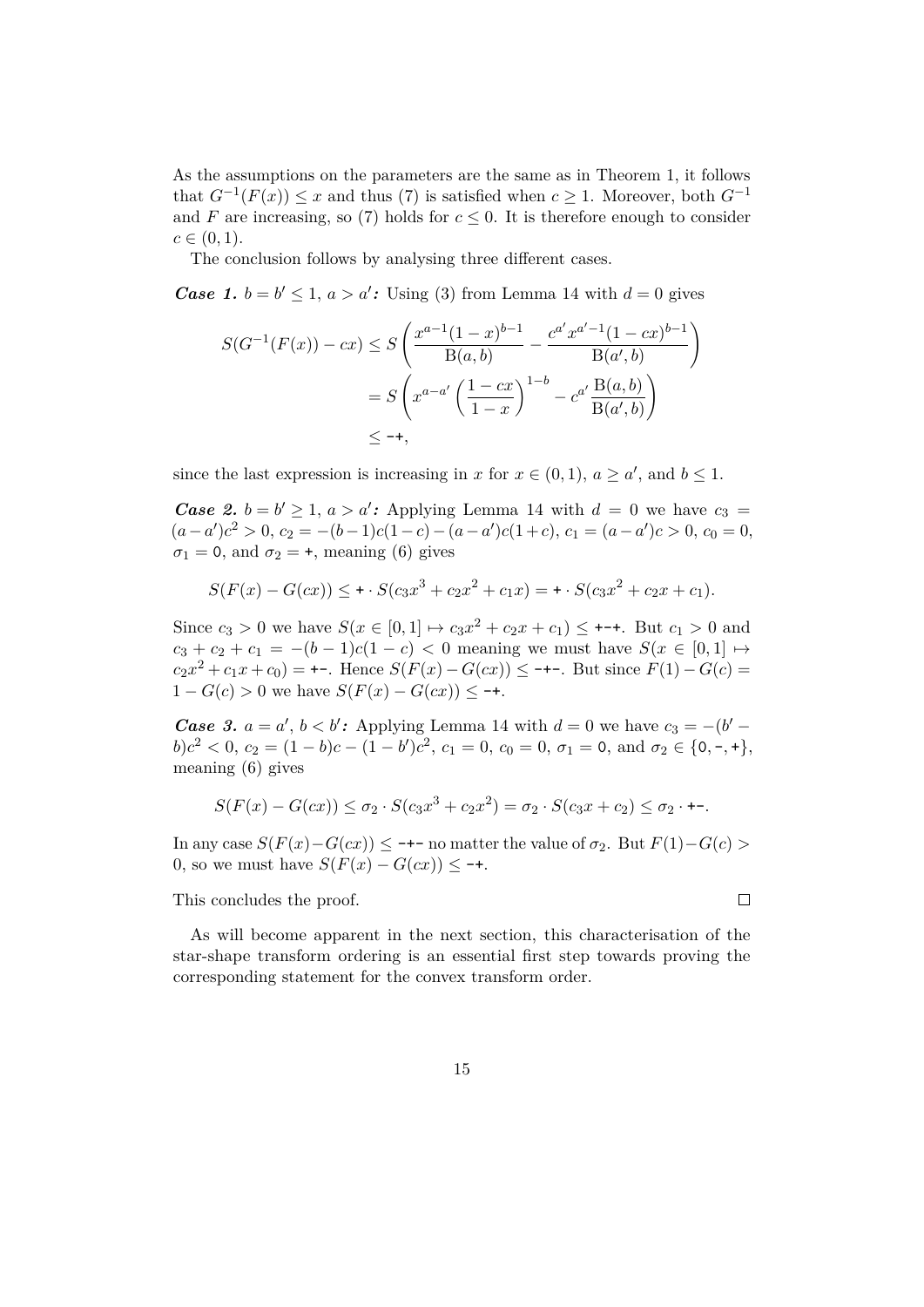As the assumptions on the parameters are the same as in Theorem 1, it follows that $G^{-1}(F(x)) \leq x$ and thus (7) is satisfied when $c \geq 1$. Moreover, both $G^{-1}$ and $F$ are increasing, so (7) holds for $c \leq 0$. It is therefore enough to consider $c \in (0, 1)$.

The conclusion follows by analysing three different cases.

***Case 1.*** $b = b' \leq 1$, $a > a'$**:** Using (3) from Lemma 14 with $d = 0$ gives

$$
\begin{aligned}
S(G^{-1}(F(x)) - cx) &\leq S\left(\frac{x^{a-1}(1-x)^{b-1}}{\mathrm{B}(a,b)} - \frac{c^{a'}x^{a'-1}(1-cx)^{b-1}}{\mathrm{B}(a',b)}\right) \\
&= S\left(x^{a-a'}\left(\frac{1-cx}{1-x}\right)^{1-b} - c^{a'}\frac{\mathrm{B}(a,b)}{\mathrm{B}(a',b)}\right) \\
&\leq \texttt{-+},
\end{aligned}
$$

since the last expression is increasing in $x$ for $x \in (0, 1)$, $a \geq a'$, and $b \leq 1$.

***Case 2.*** $b = b' \geq 1$, $a > a'$**:** Applying Lemma 14 with $d = 0$ we have $c_3 = (a - a')c^2 > 0$, $c_2 = -(b-1)c(1-c) - (a-a')c(1+c)$, $c_1 = (a - a')c > 0$, $c_0 = 0$, $\sigma_1 = \texttt{0}$, and $\sigma_2 = \texttt{+}$, meaning (6) gives

$$
S(F(x) - G(cx)) \leq \texttt{+} \cdot S(c_3x^3 + c_2x^2 + c_1x) = \texttt{+} \cdot S(c_3x^2 + c_2x + c_1).
$$

Since $c_3 > 0$ we have $S(x \in [0, 1] \mapsto c_3x^2 + c_2x + c_1) \leq \texttt{+-+}$. But $c_1 > 0$ and $c_3 + c_2 + c_1 = -(b-1)c(1-c) < 0$ meaning we must have $S(x \in [0, 1] \mapsto c_2x^2 + c_1x + c_0) = \texttt{+-}$. Hence $S(F(x) - G(cx)) \leq \texttt{-+-}$. But since $F(1) - G(c) = 1 - G(c) > 0$ we have $S(F(x) - G(cx)) \leq \texttt{-+}$.

***Case 3.*** $a = a'$, $b < b'$**:** Applying Lemma 14 with $d = 0$ we have $c_3 = -(b' - b)c^2 < 0$, $c_2 = (1-b)c - (1-b')c^2$, $c_1 = 0$, $c_0 = 0$, $\sigma_1 = \texttt{0}$, and $\sigma_2 \in \{\texttt{0}, \texttt{-}, \texttt{+}\}$, meaning (6) gives

$$
S(F(x) - G(cx)) \leq \sigma_2 \cdot S(c_3x^3 + c_2x^2) = \sigma_2 \cdot S(c_3x + c_2) \leq \sigma_2 \cdot \texttt{+-}.
$$

In any case $S(F(x) - G(cx)) \leq \texttt{-+-}$ no matter the value of $\sigma_2$. But $F(1) - G(c) > 0$, so we must have $S(F(x) - G(cx)) \leq \texttt{-+}$.

This concludes the proof. $\square$

As will become apparent in the next section, this characterisation of the star-shape transform ordering is an essential first step towards proving the corresponding statement for the convex transform order.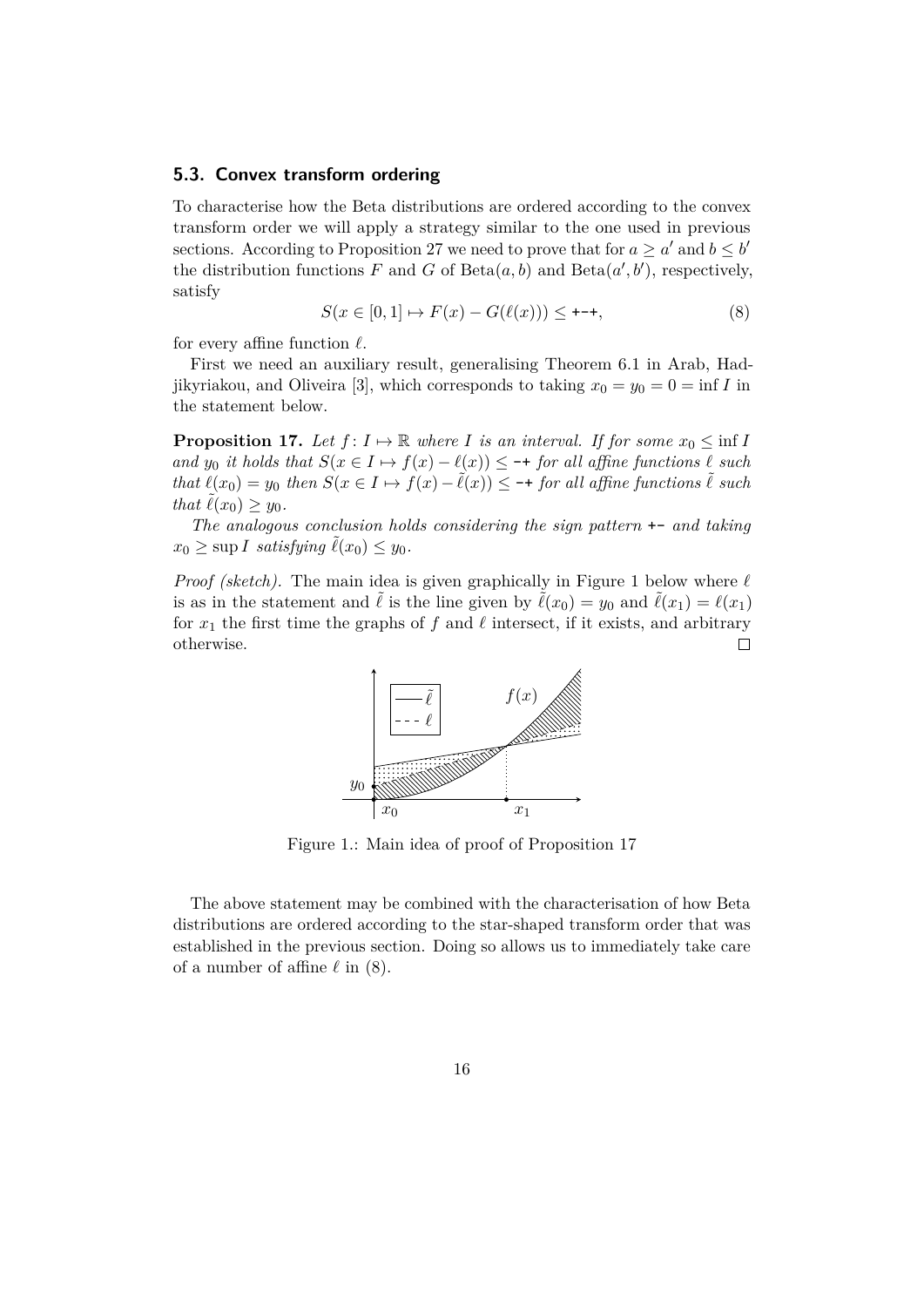### 5.3. Convex transform ordering

To characterise how the Beta distributions are ordered according to the convex transform order we will apply a strategy similar to the one used in previous sections. According to Proposition 27 we need to prove that for $a \geq a'$ and $b \leq b'$ the distribution functions $F$ and $G$ of $\mathrm{Beta}(a,b)$ and $\mathrm{Beta}(a',b')$, respectively, satisfy

$$S(x \in [0,1] \mapsto F(x) - G(\ell(x))) \leq \texttt{+-+}, \tag{8}$$

for every affine function $\ell$.

First we need an auxiliary result, generalising Theorem 6.1 in Arab, Hadjikyriakou, and Oliveira [3], which corresponds to taking $x_0 = y_0 = 0 = \inf I$ in the statement below.

**Proposition 17.** *Let $f \colon I \mapsto \mathbb{R}$ where $I$ is an interval. If for some $x_0 \leq \inf I$ and $y_0$ it holds that $S(x \in I \mapsto f(x) - \ell(x)) \leq$ `-+` for all affine functions $\ell$ such that $\ell(x_0) = y_0$ then $S(x \in I \mapsto f(x) - \tilde{\ell}(x)) \leq$ `-+` for all affine functions $\tilde{\ell}$ such that $\tilde{\ell}(x_0) \geq y_0$.*

*The analogous conclusion holds considering the sign pattern `+-` and taking $x_0 \geq \sup I$ satisfying $\tilde{\ell}(x_0) \leq y_0$.*

*Proof (sketch).* The main idea is given graphically in Figure 1 below where $\ell$ is as in the statement and $\tilde{\ell}$ is the line given by $\tilde{\ell}(x_0) = y_0$ and $\tilde{\ell}(x_1) = \ell(x_1)$ for $x_1$ the first time the graphs of $f$ and $\ell$ intersect, if it exists, and arbitrary otherwise. □

Figure 1.: Main idea of proof of Proposition 17

The above statement may be combined with the characterisation of how Beta distributions are ordered according to the star-shaped transform order that was established in the previous section. Doing so allows us to immediately take care of a number of affine $\ell$ in (8).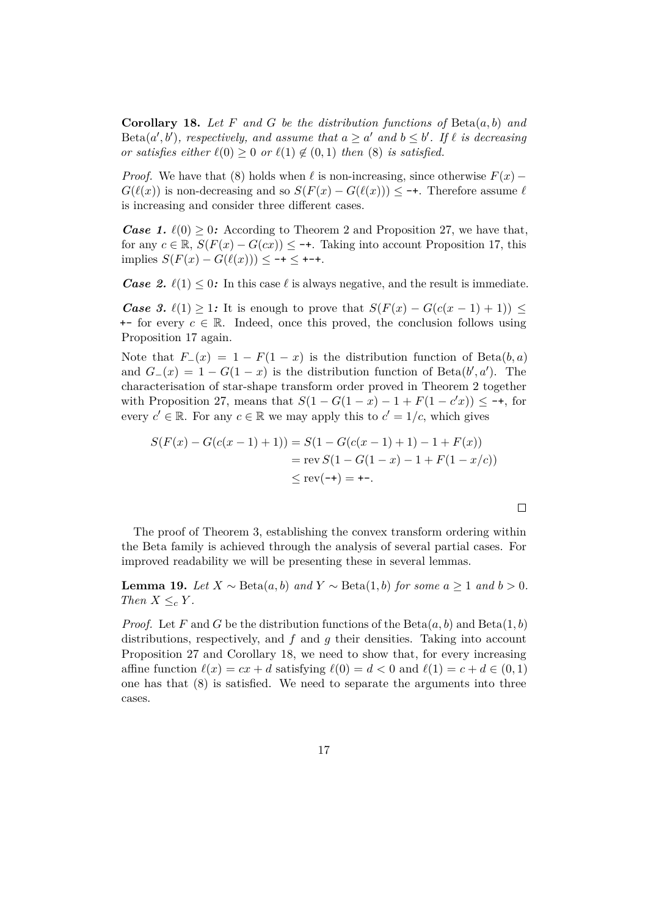**Corollary 18.** *Let $F$ and $G$ be the distribution functions of* $\mathrm{Beta}(a,b)$ *and* $\mathrm{Beta}(a',b')$*, respectively, and assume that $a \geq a'$ and $b \leq b'$. If $\ell$ is decreasing or satisfies either $\ell(0) \geq 0$ or $\ell(1) \notin (0,1)$ then* (8) *is satisfied.*

*Proof.* We have that (8) holds when $\ell$ is non-increasing, since otherwise $F(x) - G(\ell(x))$ is non-decreasing and so $S(F(x) - G(\ell(x))) \leq$ `-+`. Therefore assume $\ell$ is increasing and consider three different cases.

***Case 1.*** *$\ell(0) \geq 0$:* According to Theorem 2 and Proposition 27, we have that, for any $c \in \mathbb{R}$, $S(F(x) - G(cx)) \leq$ `-+`. Taking into account Proposition 17, this implies $S(F(x) - G(\ell(x))) \leq$ `-+` $\leq$ `+-+`.

***Case 2.*** *$\ell(1) \leq 0$:* In this case $\ell$ is always negative, and the result is immediate.

***Case 3.*** *$\ell(1) \geq 1$:* It is enough to prove that $S(F(x) - G(c(x-1)+1)) \leq$ `+-` for every $c \in \mathbb{R}$. Indeed, once this proved, the conclusion follows using Proposition 17 again.

Note that $F_-(x) = 1 - F(1-x)$ is the distribution function of $\mathrm{Beta}(b,a)$ and $G_-(x) = 1 - G(1-x)$ is the distribution function of $\mathrm{Beta}(b',a')$. The characterisation of star-shape transform order proved in Theorem 2 together with Proposition 27, means that $S(1 - G(1-x) - 1 + F(1-c'x)) \leq$ `-+`, for every $c' \in \mathbb{R}$. For any $c \in \mathbb{R}$ we may apply this to $c' = 1/c$, which gives

$$\begin{aligned}
S(F(x) - G(c(x-1)+1)) &= S(1 - G(c(x-1)+1) - 1 + F(x)) \\
&= \operatorname{rev} S(1 - G(1-x) - 1 + F(1 - x/c)) \\
&\leq \operatorname{rev}(\texttt{-+}) = \texttt{+-}.
\end{aligned}$$

□

The proof of Theorem 3, establishing the convex transform ordering within the Beta family is achieved through the analysis of several partial cases. For improved readability we will be presenting these in several lemmas.

**Lemma 19.** *Let $X \sim \mathrm{Beta}(a,b)$ and $Y \sim \mathrm{Beta}(1,b)$ for some $a \geq 1$ and $b > 0$. Then $X \leq_c Y$.*

*Proof.* Let $F$ and $G$ be the distribution functions of the $\mathrm{Beta}(a,b)$ and $\mathrm{Beta}(1,b)$ distributions, respectively, and $f$ and $g$ their densities. Taking into account Proposition 27 and Corollary 18, we need to show that, for every increasing affine function $\ell(x) = cx + d$ satisfying $\ell(0) = d < 0$ and $\ell(1) = c + d \in (0,1)$ one has that (8) is satisfied. We need to separate the arguments into three cases.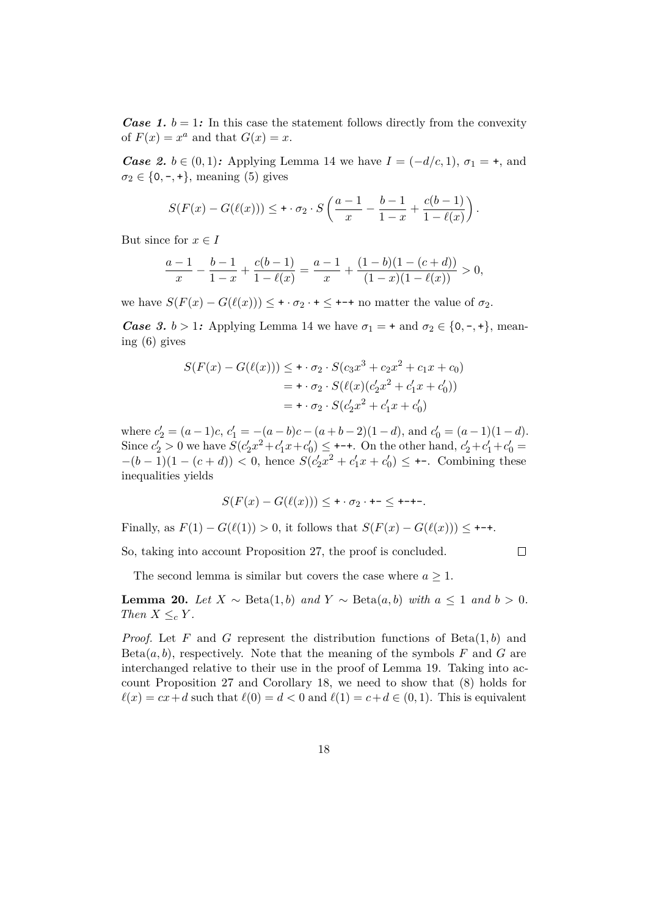***Case 1.*** $b = 1$***:*** In this case the statement follows directly from the convexity of $F(x) = x^a$ and that $G(x) = x$.

***Case 2.*** $b \in (0, 1)$***:*** Applying Lemma 14 we have $I = (-d/c, 1)$, $\sigma_1 = \texttt{+}$, and $\sigma_2 \in \{\texttt{0}, \texttt{-}, \texttt{+}\}$, meaning (5) gives

$$S(F(x) - G(\ell(x))) \leq \texttt{+} \cdot \sigma_2 \cdot S\left(\frac{a-1}{x} - \frac{b-1}{1-x} + \frac{c(b-1)}{1-\ell(x)}\right).$$

But since for $x \in I$

$$\frac{a-1}{x} - \frac{b-1}{1-x} + \frac{c(b-1)}{1-\ell(x)} = \frac{a-1}{x} + \frac{(1-b)(1-(c+d))}{(1-x)(1-\ell(x))} > 0,$$

we have $S(F(x) - G(\ell(x))) \leq \texttt{+} \cdot \sigma_2 \cdot \texttt{+} \leq \texttt{+-+}$ no matter the value of $\sigma_2$.

***Case 3.*** $b > 1$***:*** Applying Lemma 14 we have $\sigma_1 = \texttt{+}$ and $\sigma_2 \in \{\texttt{0}, \texttt{-}, \texttt{+}\}$, meaning (6) gives

$$\begin{aligned}
S(F(x) - G(\ell(x))) &\leq \texttt{+} \cdot \sigma_2 \cdot S(c_3x^3 + c_2x^2 + c_1x + c_0) \\
&= \texttt{+} \cdot \sigma_2 \cdot S(\ell(x)(c_2'x^2 + c_1'x + c_0')) \\
&= \texttt{+} \cdot \sigma_2 \cdot S(c_2'x^2 + c_1'x + c_0')
\end{aligned}$$

where $c_2' = (a-1)c$, $c_1' = -(a-b)c - (a+b-2)(1-d)$, and $c_0' = (a-1)(1-d)$. Since $c_2' > 0$ we have $S(c_2'x^2 + c_1'x + c_0') \leq \texttt{+-+}$. On the other hand, $c_2' + c_1' + c_0' = -(b-1)(1-(c+d)) < 0$, hence $S(c_2'x^2 + c_1'x + c_0') \leq \texttt{+-}$. Combining these inequalities yields

$$S(F(x) - G(\ell(x))) \leq \texttt{+} \cdot \sigma_2 \cdot \texttt{+-} \leq \texttt{+-+-}.$$

Finally, as $F(1) - G(\ell(1)) > 0$, it follows that $S(F(x) - G(\ell(x))) \leq \texttt{+-+}$.

So, taking into account Proposition 27, the proof is concluded. $\square$

The second lemma is similar but covers the case where $a \geq 1$.

**Lemma 20.** *Let* $X \sim \text{Beta}(1, b)$ *and* $Y \sim \text{Beta}(a, b)$ *with* $a \leq 1$ *and* $b > 0$*. Then* $X \leq_c Y$*.*

*Proof.* Let $F$ and $G$ represent the distribution functions of $\text{Beta}(1, b)$ and $\text{Beta}(a, b)$, respectively. Note that the meaning of the symbols $F$ and $G$ are interchanged relative to their use in the proof of Lemma 19. Taking into account Proposition 27 and Corollary 18, we need to show that (8) holds for $\ell(x) = cx + d$ such that $\ell(0) = d < 0$ and $\ell(1) = c + d \in (0, 1)$. This is equivalent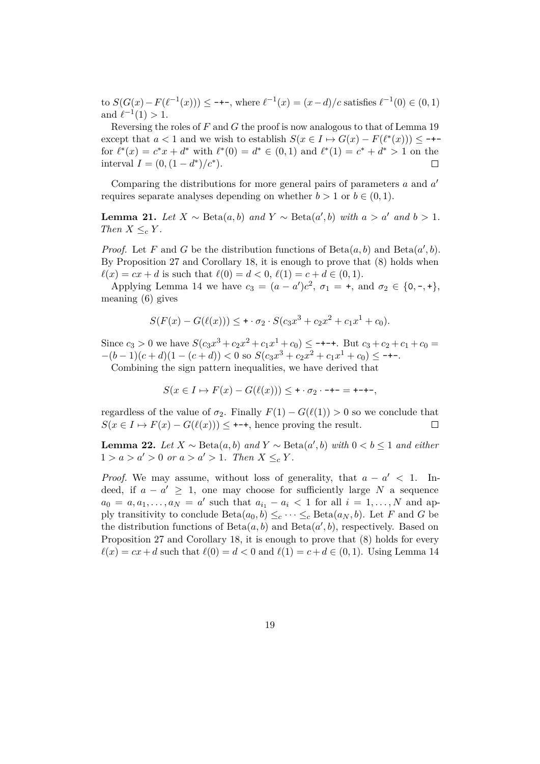to $S(G(x)-F(\ell^{-1}(x))) \leq$ -+-, where $\ell^{-1}(x) = (x-d)/c$ satisfies $\ell^{-1}(0) \in (0,1)$ and $\ell^{-1}(1) > 1$.

Reversing the roles of $F$ and $G$ the proof is now analogous to that of Lemma 19 except that $a < 1$ and we wish to establish $S(x \in I \mapsto G(x) - F(\ell^*(x))) \leq$ -+- for $\ell^*(x) = c^*x + d^*$ with $\ell^*(0) = d^* \in (0,1)$ and $\ell^*(1) = c^* + d^* > 1$ on the interval $I = (0, (1-d^*)/c^*)$. $\square$

Comparing the distributions for more general pairs of parameters $a$ and $a'$ requires separate analyses depending on whether $b > 1$ or $b \in (0,1)$.

**Lemma 21.** *Let $X \sim \mathrm{Beta}(a,b)$ and $Y \sim \mathrm{Beta}(a',b)$ with $a > a'$ and $b > 1$. Then $X \leq_c Y$.*

*Proof.* Let $F$ and $G$ be the distribution functions of $\mathrm{Beta}(a,b)$ and $\mathrm{Beta}(a',b)$. By Proposition 27 and Corollary 18, it is enough to prove that (8) holds when $\ell(x) = cx + d$ is such that $\ell(0) = d < 0$, $\ell(1) = c + d \in (0,1)$.

Applying Lemma 14 we have $c_3 = (a-a')c^2$, $\sigma_1 =$ +, and $\sigma_2 \in \{$0, -, +$\}$, meaning (6) gives

$$S(F(x) - G(\ell(x))) \leq \texttt{+} \cdot \sigma_2 \cdot S(c_3x^3 + c_2x^2 + c_1x^1 + c_0).$$

Since $c_3 > 0$ we have $S(c_3x^3 + c_2x^2 + c_1x^1 + c_0) \leq$ -+-+. But $c_3 + c_2 + c_1 + c_0 = -(b-1)(c+d)(1-(c+d)) < 0$ so $S(c_3x^3 + c_2x^2 + c_1x^1 + c_0) \leq$ -+-.

Combining the sign pattern inequalities, we have derived that

$$S(x \in I \mapsto F(x) - G(\ell(x))) \leq \texttt{+} \cdot \sigma_2 \cdot \texttt{-+-} = \texttt{+-+-},$$

regardless of the value of $\sigma_2$. Finally $F(1) - G(\ell(1)) > 0$ so we conclude that $S(x \in I \mapsto F(x) - G(\ell(x))) \leq$ +-+, hence proving the result. $\square$

**Lemma 22.** *Let $X \sim \mathrm{Beta}(a,b)$ and $Y \sim \mathrm{Beta}(a',b)$ with $0 < b \leq 1$ and either $1 > a > a' > 0$ or $a > a' > 1$. Then $X \leq_c Y$.*

*Proof.* We may assume, without loss of generality, that $a - a' < 1$. Indeed, if $a - a' \geq 1$, one may choose for sufficiently large $N$ a sequence $a_0 = a, a_1, \ldots, a_N = a'$ such that $a_{i_1} - a_i < 1$ for all $i = 1, \ldots, N$ and apply transitivity to conclude $\mathrm{Beta}(a_0, b) \leq_c \cdots \leq_c \mathrm{Beta}(a_N, b)$. Let $F$ and $G$ be the distribution functions of $\mathrm{Beta}(a,b)$ and $\mathrm{Beta}(a',b)$, respectively. Based on Proposition 27 and Corollary 18, it is enough to prove that (8) holds for every $\ell(x) = cx + d$ such that $\ell(0) = d < 0$ and $\ell(1) = c + d \in (0,1)$. Using Lemma 14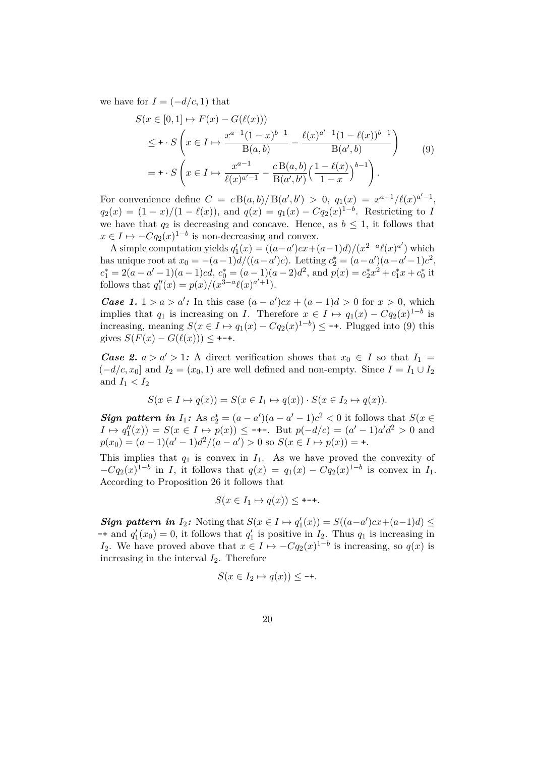we have for $I = (-d/c, 1)$ that

$$
\begin{aligned}
&S(x \in [0,1] \mapsto F(x) - G(\ell(x))) \\
&\quad \leq \texttt{+} \cdot S\left(x \in I \mapsto \frac{x^{a-1}(1-x)^{b-1}}{\mathrm{B}(a,b)} - \frac{\ell(x)^{a'-1}(1-\ell(x))^{b-1}}{\mathrm{B}(a',b)}\right) \\
&\quad = \texttt{+} \cdot S\left(x \in I \mapsto \frac{x^{a-1}}{\ell(x)^{a'-1}} - \frac{c\,\mathrm{B}(a,b)}{\mathrm{B}(a',b')}\Big(\frac{1-\ell(x)}{1-x}\Big)^{b-1}\right).
\end{aligned} \tag{9}
$$

For convenience define $C = c\,\mathrm{B}(a,b)/\mathrm{B}(a',b') > 0$, $q_1(x) = x^{a-1}/\ell(x)^{a'-1}$, $q_2(x) = (1-x)/(1-\ell(x))$, and $q(x) = q_1(x) - Cq_2(x)^{1-b}$. Restricting to $I$ we have that $q_2$ is decreasing and concave. Hence, as $b \leq 1$, it follows that $x \in I \mapsto -Cq_2(x)^{1-b}$ is non-decreasing and convex.

A simple computation yields $q_1'(x) = ((a-a')cx + (a-1)d)/(x^{2-a}\ell(x)^{a'})$ which has unique root at $x_0 = -(a-1)d/((a-a')c)$. Letting $c_2^* = (a-a')(a-a'-1)c^2$, $c_1^* = 2(a-a'-1)(a-1)cd$, $c_0^* = (a-1)(a-2)d^2$, and $p(x) = c_2^*x^2 + c_1^*x + c_0^*$ it follows that $q_1''(x) = p(x)/(x^{3-a}\ell(x)^{a'+1})$.

***Case 1.*** ***$1 > a > a'$:*** In this case $(a-a')cx + (a-1)d > 0$ for $x > 0$, which implies that $q_1$ is increasing on $I$. Therefore $x \in I \mapsto q_1(x) - Cq_2(x)^{1-b}$ is increasing, meaning $S(x \in I \mapsto q_1(x) - Cq_2(x)^{1-b}) \leq \texttt{-+}$. Plugged into (9) this gives $S(F(x) - G(\ell(x))) \leq \texttt{+-+}$.

***Case 2.*** ***$a > a' > 1$:*** A direct verification shows that $x_0 \in I$ so that $I_1 = (-d/c, x_0]$ and $I_2 = (x_0, 1)$ are well defined and non-empty. Since $I = I_1 \cup I_2$ and $I_1 < I_2$

$$S(x \in I \mapsto q(x)) = S(x \in I_1 \mapsto q(x)) \cdot S(x \in I_2 \mapsto q(x)).$$

***Sign pattern in $I_1$:*** As $c_2^* = (a-a')(a-a'-1)c^2 < 0$ it follows that $S(x \in I \mapsto q_1''(x)) = S(x \in I \mapsto p(x)) \leq \texttt{-+-}$. But $p(-d/c) = (a'-1)a'd^2 > 0$ and $p(x_0) = (a-1)(a'-1)d^2/(a-a') > 0$ so $S(x \in I \mapsto p(x)) = \texttt{+}$.

This implies that $q_1$ is convex in $I_1$. As we have proved the convexity of $-Cq_2(x)^{1-b}$ in $I$, it follows that $q(x) = q_1(x) - Cq_2(x)^{1-b}$ is convex in $I_1$. According to Proposition 26 it follows that

$$S(x \in I_1 \mapsto q(x)) \leq \texttt{+-+}.$$

***Sign pattern in $I_2$:*** Noting that $S(x \in I \mapsto q_1'(x)) = S((a-a')cx + (a-1)d) \leq \texttt{-+}$ and $q_1'(x_0) = 0$, it follows that $q_1'$ is positive in $I_2$. Thus $q_1$ is increasing in $I_2$. We have proved above that $x \in I \mapsto -Cq_2(x)^{1-b}$ is increasing, so $q(x)$ is increasing in the interval $I_2$. Therefore

$$S(x \in I_2 \mapsto q(x)) \leq \texttt{-+}.$$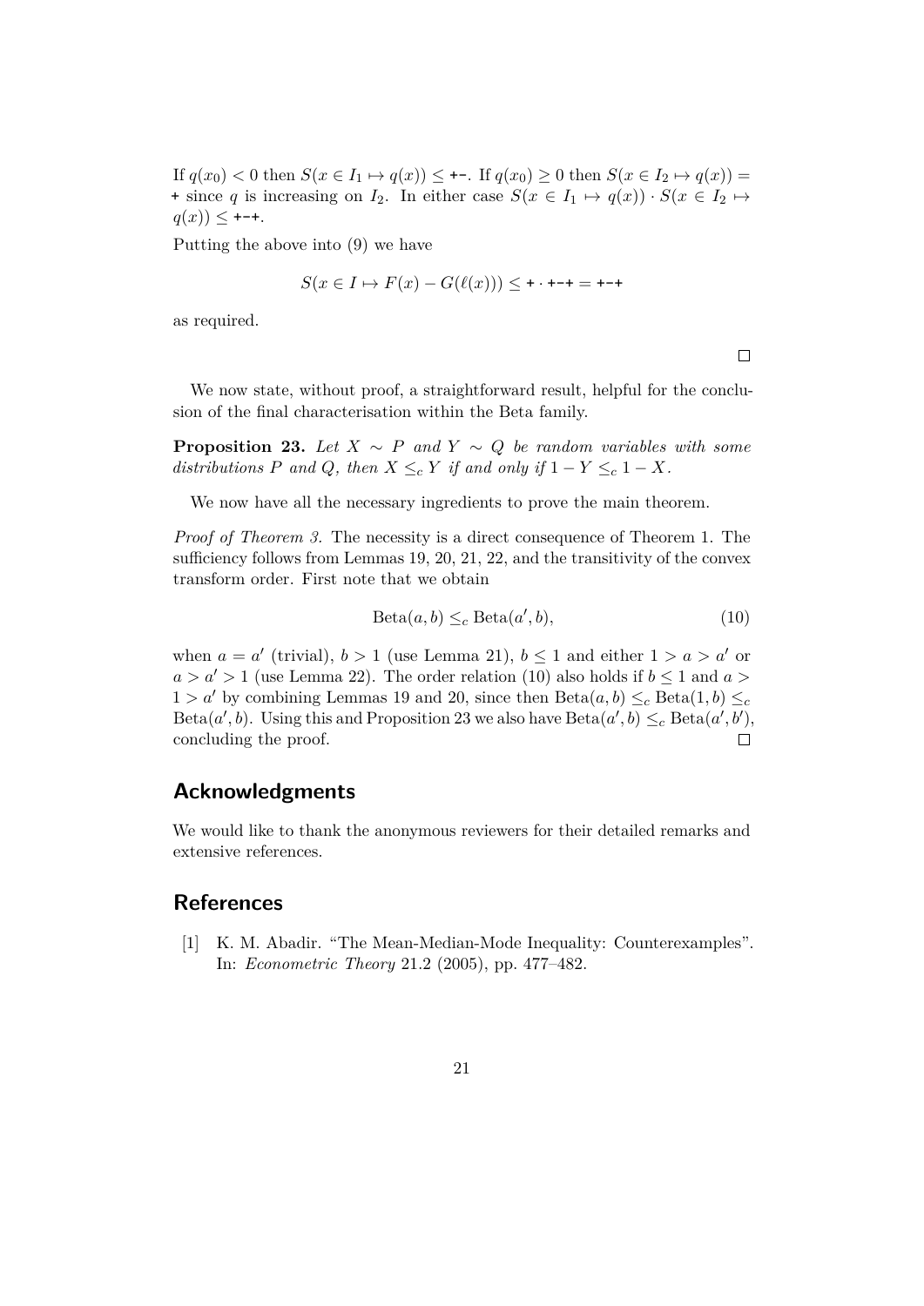If $q(x_0) < 0$ then $S(x \in I_1 \mapsto q(x)) \leq$ +-. If $q(x_0) \geq 0$ then $S(x \in I_2 \mapsto q(x)) =$ + since $q$ is increasing on $I_2$. In either case $S(x \in I_1 \mapsto q(x)) \cdot S(x \in I_2 \mapsto q(x)) \leq$ +-+.

Putting the above into (9) we have

$$S(x \in I \mapsto F(x) - G(\ell(x))) \leq \texttt{+} \cdot \texttt{+-+} = \texttt{+-+}$$

as required.

∎

We now state, without proof, a straightforward result, helpful for the conclusion of the final characterisation within the Beta family.

**Proposition 23.** *Let $X \sim P$ and $Y \sim Q$ be random variables with some distributions $P$ and $Q$, then $X \leq_c Y$ if and only if $1 - Y \leq_c 1 - X$.*

We now have all the necessary ingredients to prove the main theorem.

*Proof of Theorem 3.* The necessity is a direct consequence of Theorem 1. The sufficiency follows from Lemmas 19, 20, 21, 22, and the transitivity of the convex transform order. First note that we obtain

$$\mathrm{Beta}(a, b) \leq_c \mathrm{Beta}(a', b), \tag{10}$$

when $a = a'$ (trivial), $b > 1$ (use Lemma 21), $b \leq 1$ and either $1 > a > a'$ or $a > a' > 1$ (use Lemma 22). The order relation (10) also holds if $b \leq 1$ and $a > 1 > a'$ by combining Lemmas 19 and 20, since then $\mathrm{Beta}(a, b) \leq_c \mathrm{Beta}(1, b) \leq_c \mathrm{Beta}(a', b)$. Using this and Proposition 23 we also have $\mathrm{Beta}(a', b) \leq_c \mathrm{Beta}(a', b')$, concluding the proof. ∎

## Acknowledgments

We would like to thank the anonymous reviewers for their detailed remarks and extensive references.

## References

[1] K. M. Abadir. "The Mean-Median-Mode Inequality: Counterexamples". In: *Econometric Theory* 21.2 (2005), pp. 477–482.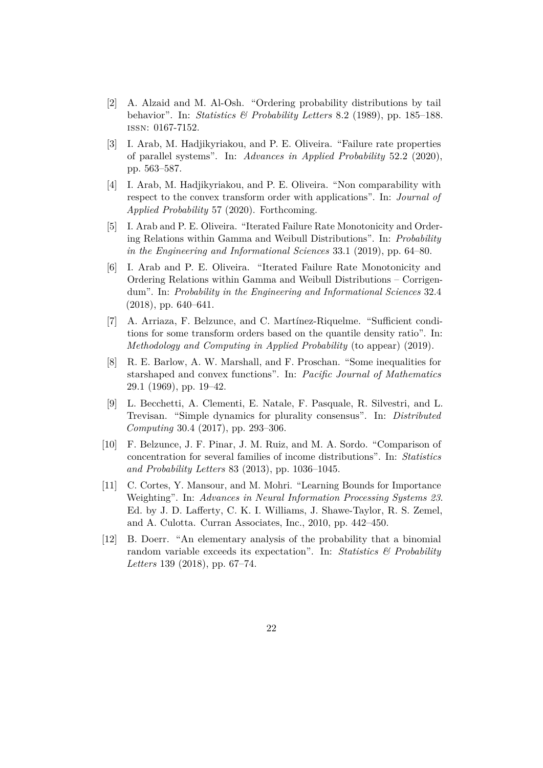[2] A. Alzaid and M. Al-Osh. "Ordering probability distributions by tail behavior". In: *Statistics & Probability Letters* 8.2 (1989), pp. 185–188. ISSN: 0167-7152.

[3] I. Arab, M. Hadjikyriakou, and P. E. Oliveira. "Failure rate properties of parallel systems". In: *Advances in Applied Probability* 52.2 (2020), pp. 563–587.

[4] I. Arab, M. Hadjikyriakou, and P. E. Oliveira. "Non comparability with respect to the convex transform order with applications". In: *Journal of Applied Probability* 57 (2020). Forthcoming.

[5] I. Arab and P. E. Oliveira. "Iterated Failure Rate Monotonicity and Ordering Relations within Gamma and Weibull Distributions". In: *Probability in the Engineering and Informational Sciences* 33.1 (2019), pp. 64–80.

[6] I. Arab and P. E. Oliveira. "Iterated Failure Rate Monotonicity and Ordering Relations within Gamma and Weibull Distributions – Corrigendum". In: *Probability in the Engineering and Informational Sciences* 32.4 (2018), pp. 640–641.

[7] A. Arriaza, F. Belzunce, and C. Martínez-Riquelme. "Sufficient conditions for some transform orders based on the quantile density ratio". In: *Methodology and Computing in Applied Probability* (to appear) (2019).

[8] R. E. Barlow, A. W. Marshall, and F. Proschan. "Some inequalities for starshaped and convex functions". In: *Pacific Journal of Mathematics* 29.1 (1969), pp. 19–42.

[9] L. Becchetti, A. Clementi, E. Natale, F. Pasquale, R. Silvestri, and L. Trevisan. "Simple dynamics for plurality consensus". In: *Distributed Computing* 30.4 (2017), pp. 293–306.

[10] F. Belzunce, J. F. Pinar, J. M. Ruiz, and M. A. Sordo. "Comparison of concentration for several families of income distributions". In: *Statistics and Probability Letters* 83 (2013), pp. 1036–1045.

[11] C. Cortes, Y. Mansour, and M. Mohri. "Learning Bounds for Importance Weighting". In: *Advances in Neural Information Processing Systems 23*. Ed. by J. D. Lafferty, C. K. I. Williams, J. Shawe-Taylor, R. S. Zemel, and A. Culotta. Curran Associates, Inc., 2010, pp. 442–450.

[12] B. Doerr. "An elementary analysis of the probability that a binomial random variable exceeds its expectation". In: *Statistics & Probability Letters* 139 (2018), pp. 67–74.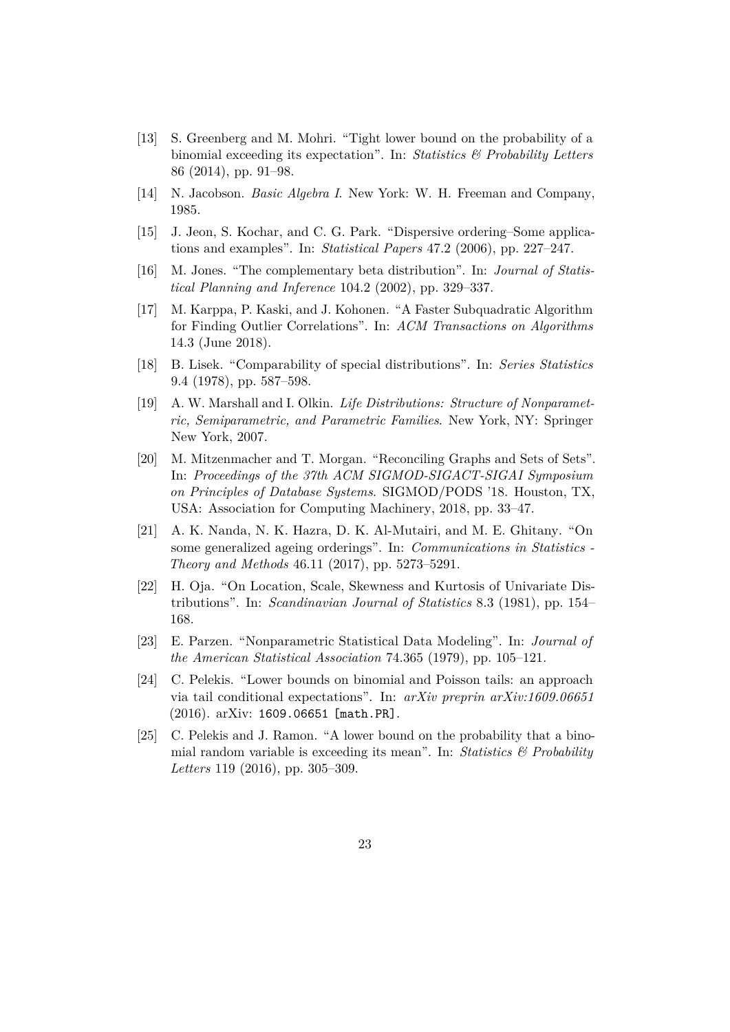[13] S. Greenberg and M. Mohri. "Tight lower bound on the probability of a binomial exceeding its expectation". In: *Statistics & Probability Letters* 86 (2014), pp. 91–98.

[14] N. Jacobson. *Basic Algebra I*. New York: W. H. Freeman and Company, 1985.

[15] J. Jeon, S. Kochar, and C. G. Park. "Dispersive ordering–Some applications and examples". In: *Statistical Papers* 47.2 (2006), pp. 227–247.

[16] M. Jones. "The complementary beta distribution". In: *Journal of Statistical Planning and Inference* 104.2 (2002), pp. 329–337.

[17] M. Karppa, P. Kaski, and J. Kohonen. "A Faster Subquadratic Algorithm for Finding Outlier Correlations". In: *ACM Transactions on Algorithms* 14.3 (June 2018).

[18] B. Lisek. "Comparability of special distributions". In: *Series Statistics* 9.4 (1978), pp. 587–598.

[19] A. W. Marshall and I. Olkin. *Life Distributions: Structure of Nonparametric, Semiparametric, and Parametric Families*. New York, NY: Springer New York, 2007.

[20] M. Mitzenmacher and T. Morgan. "Reconciling Graphs and Sets of Sets". In: *Proceedings of the 37th ACM SIGMOD-SIGACT-SIGAI Symposium on Principles of Database Systems*. SIGMOD/PODS '18. Houston, TX, USA: Association for Computing Machinery, 2018, pp. 33–47.

[21] A. K. Nanda, N. K. Hazra, D. K. Al-Mutairi, and M. E. Ghitany. "On some generalized ageing orderings". In: *Communications in Statistics - Theory and Methods* 46.11 (2017), pp. 5273–5291.

[22] H. Oja. "On Location, Scale, Skewness and Kurtosis of Univariate Distributions". In: *Scandinavian Journal of Statistics* 8.3 (1981), pp. 154–168.

[23] E. Parzen. "Nonparametric Statistical Data Modeling". In: *Journal of the American Statistical Association* 74.365 (1979), pp. 105–121.

[24] C. Pelekis. "Lower bounds on binomial and Poisson tails: an approach via tail conditional expectations". In: *arXiv preprin arXiv:1609.06651* (2016). arXiv: 1609.06651 [math.PR].

[25] C. Pelekis and J. Ramon. "A lower bound on the probability that a binomial random variable is exceeding its mean". In: *Statistics & Probability Letters* 119 (2016), pp. 305–309.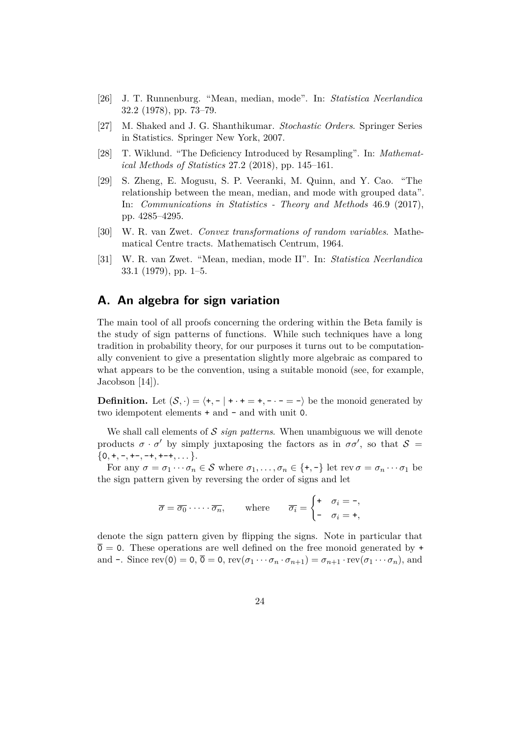[26] J. T. Runnenburg. "Mean, median, mode". In: *Statistica Neerlandica* 32.2 (1978), pp. 73–79.

[27] M. Shaked and J. G. Shanthikumar. *Stochastic Orders*. Springer Series in Statistics. Springer New York, 2007.

[28] T. Wiklund. "The Deficiency Introduced by Resampling". In: *Mathematical Methods of Statistics* 27.2 (2018), pp. 145–161.

[29] S. Zheng, E. Mogusu, S. P. Veeranki, M. Quinn, and Y. Cao. "The relationship between the mean, median, and mode with grouped data". In: *Communications in Statistics - Theory and Methods* 46.9 (2017), pp. 4285–4295.

[30] W. R. van Zwet. *Convex transformations of random variables*. Mathematical Centre tracts. Mathematisch Centrum, 1964.

[31] W. R. van Zwet. "Mean, median, mode II". In: *Statistica Neerlandica* 33.1 (1979), pp. 1–5.

## A. An algebra for sign variation

The main tool of all proofs concerning the ordering within the Beta family is the study of sign patterns of functions. While such techniques have a long tradition in probability theory, for our purposes it turns out to be computationally convenient to give a presentation slightly more algebraic as compared to what appears to be the convention, using a suitable monoid (see, for example, Jacobson [14]).

**Definition.** Let $(\mathcal{S}, \cdot) = \langle \texttt{+}, \texttt{-} \mid \texttt{+} \cdot \texttt{+} = \texttt{+}, \texttt{-} \cdot \texttt{-} = \texttt{-} \rangle$ be the monoid generated by two idempotent elements $\texttt{+}$ and $\texttt{-}$ and with unit $\texttt{0}$.

We shall call elements of $\mathcal{S}$ *sign patterns*. When unambiguous we will denote products $\sigma \cdot \sigma'$ by simply juxtaposing the factors as in $\sigma\sigma'$, so that $\mathcal{S} = \{\texttt{0}, \texttt{+}, \texttt{-}, \texttt{+-}, \texttt{-+}, \texttt{+-+}, \dots\}$.

For any $\sigma = \sigma_1 \cdots \sigma_n \in \mathcal{S}$ where $\sigma_1, \dots, \sigma_n \in \{\texttt{+}, \texttt{-}\}$ let $\operatorname{rev} \sigma = \sigma_n \cdots \sigma_1$ be the sign pattern given by reversing the order of signs and let

$$\overline{\sigma} = \overline{\sigma_0} \cdot \dots \cdot \overline{\sigma_n}, \qquad \text{where} \qquad \overline{\sigma_i} = \begin{cases} \texttt{+} & \sigma_i = \texttt{-}, \\ \texttt{-} & \sigma_i = \texttt{+}, \end{cases}$$

denote the sign pattern given by flipping the signs. Note in particular that $\overline{\texttt{0}} = \texttt{0}$. These operations are well defined on the free monoid generated by $\texttt{+}$ and $\texttt{-}$. Since $\operatorname{rev}(\texttt{0}) = \texttt{0}$, $\overline{\texttt{0}} = \texttt{0}$, $\operatorname{rev}(\sigma_1 \cdots \sigma_n \cdot \sigma_{n+1}) = \sigma_{n+1} \cdot \operatorname{rev}(\sigma_1 \cdots \sigma_n)$, and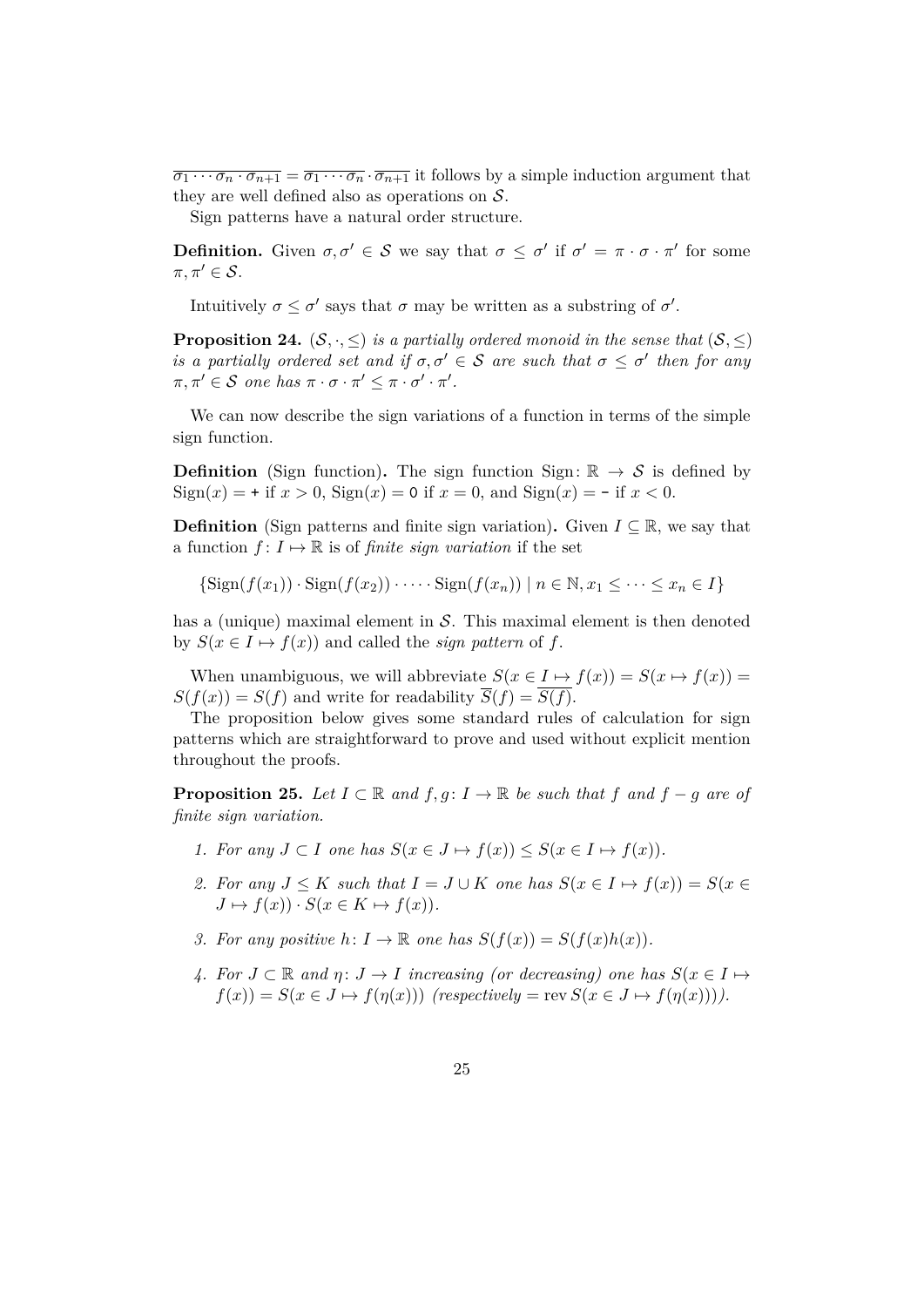$\overline{\sigma_1 \cdots \sigma_n \cdot \sigma_{n+1}} = \overline{\sigma_1 \cdots \sigma_n} \cdot \overline{\sigma_{n+1}}$ it follows by a simple induction argument that they are well defined also as operations on $\mathcal{S}$.

Sign patterns have a natural order structure.

**Definition.** Given $\sigma, \sigma' \in \mathcal{S}$ we say that $\sigma \leq \sigma'$ if $\sigma' = \pi \cdot \sigma \cdot \pi'$ for some $\pi, \pi' \in \mathcal{S}$.

Intuitively $\sigma \leq \sigma'$ says that $\sigma$ may be written as a substring of $\sigma'$.

**Proposition 24.** *$(\mathcal{S}, \cdot, \leq)$ is a partially ordered monoid in the sense that $(\mathcal{S}, \leq)$ is a partially ordered set and if $\sigma, \sigma' \in \mathcal{S}$ are such that $\sigma \leq \sigma'$ then for any $\pi, \pi' \in \mathcal{S}$ one has $\pi \cdot \sigma \cdot \pi' \leq \pi \cdot \sigma' \cdot \pi'$.*

We can now describe the sign variations of a function in terms of the simple sign function.

**Definition** (Sign function)**.** The sign function $\mathrm{Sign} \colon \mathbb{R} \to \mathcal{S}$ is defined by $\mathrm{Sign}(x) = \texttt{+}$ if $x > 0$, $\mathrm{Sign}(x) = \texttt{0}$ if $x = 0$, and $\mathrm{Sign}(x) = \texttt{-}$ if $x < 0$.

**Definition** (Sign patterns and finite sign variation)**.** Given $I \subseteq \mathbb{R}$, we say that a function $f \colon I \mapsto \mathbb{R}$ is of *finite sign variation* if the set

$$\{\mathrm{Sign}(f(x_1)) \cdot \mathrm{Sign}(f(x_2)) \cdot \cdots \cdot \mathrm{Sign}(f(x_n)) \mid n \in \mathbb{N}, x_1 \leq \cdots \leq x_n \in I\}$$

has a (unique) maximal element in $\mathcal{S}$. This maximal element is then denoted by $S(x \in I \mapsto f(x))$ and called the *sign pattern* of $f$.

When unambiguous, we will abbreviate $S(x \in I \mapsto f(x)) = S(x \mapsto f(x)) = S(f(x)) = S(f)$ and write for readability $\overline{S}(f) = \overline{S(f)}$.

The proposition below gives some standard rules of calculation for sign patterns which are straightforward to prove and used without explicit mention throughout the proofs.

**Proposition 25.** *Let $I \subset \mathbb{R}$ and $f, g \colon I \to \mathbb{R}$ be such that $f$ and $f - g$ are of finite sign variation.*

1. *For any $J \subset I$ one has $S(x \in J \mapsto f(x)) \leq S(x \in I \mapsto f(x))$.*
2. *For any $J \leq K$ such that $I = J \cup K$ one has $S(x \in I \mapsto f(x)) = S(x \in J \mapsto f(x)) \cdot S(x \in K \mapsto f(x))$.*
3. *For any positive $h \colon I \to \mathbb{R}$ one has $S(f(x)) = S(f(x)h(x))$.*
4. *For $J \subset \mathbb{R}$ and $\eta \colon J \to I$ increasing (or decreasing) one has $S(x \in I \mapsto f(x)) = S(x \in J \mapsto f(\eta(x)))$ (respectively $= \mathrm{rev}\, S(x \in J \mapsto f(\eta(x)))$).*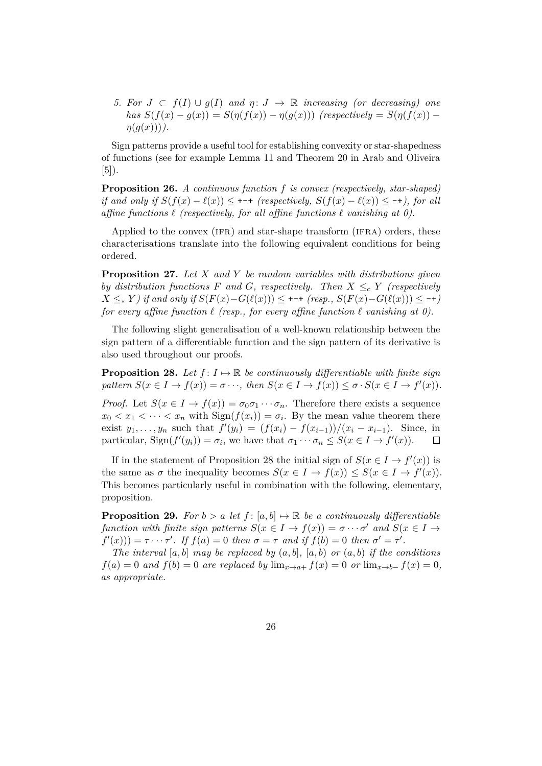5. *For $J \subset f(I) \cup g(I)$ and $\eta\colon J \to \mathbb{R}$ increasing (or decreasing) one has $S(f(x) - g(x)) = S(\eta(f(x)) - \eta(g(x)))$ (respectively $= \overline{S}(\eta(f(x)) - \eta(g(x)))$).*

Sign patterns provide a useful tool for establishing convexity or star-shapedness of functions (see for example Lemma 11 and Theorem 20 in Arab and Oliveira [5]).

**Proposition 26.** *A continuous function $f$ is convex (respectively, star-shaped) if and only if $S(f(x) - \ell(x)) \le$ `+-+` (respectively, $S(f(x) - \ell(x)) \le$ `-+`), for all affine functions $\ell$ (respectively, for all affine functions $\ell$ vanishing at 0).*

Applied to the convex (IFR) and star-shape transform (IFRA) orders, these characterisations translate into the following equivalent conditions for being ordered.

**Proposition 27.** *Let $X$ and $Y$ be random variables with distributions given by distribution functions $F$ and $G$, respectively. Then $X \le_c Y$ (respectively $X \le_* Y$) if and only if $S(F(x) - G(\ell(x))) \le$ `+-+` (resp., $S(F(x) - G(\ell(x))) \le$ `-+`) for every affine function $\ell$ (resp., for every affine function $\ell$ vanishing at 0).*

The following slight generalisation of a well-known relationship between the sign pattern of a differentiable function and the sign pattern of its derivative is also used throughout our proofs.

**Proposition 28.** *Let $f\colon I \mapsto \mathbb{R}$ be continuously differentiable with finite sign pattern $S(x \in I \to f(x)) = \sigma \cdots$, then $S(x \in I \to f(x)) \le \sigma \cdot S(x \in I \to f'(x))$.*

*Proof.* Let $S(x \in I \to f(x)) = \sigma_0\sigma_1 \cdots \sigma_n$. Therefore there exists a sequence $x_0 < x_1 < \cdots < x_n$ with $\mathrm{Sign}(f(x_i)) = \sigma_i$. By the mean value theorem there exist $y_1, \ldots, y_n$ such that $f'(y_i) = (f(x_i) - f(x_{i-1}))/(x_i - x_{i-1})$. Since, in particular, $\mathrm{Sign}(f'(y_i)) = \sigma_i$, we have that $\sigma_1 \cdots \sigma_n \le S(x \in I \to f'(x))$. $\square$

If in the statement of Proposition 28 the initial sign of $S(x \in I \to f'(x))$ is the same as $\sigma$ the inequality becomes $S(x \in I \to f(x)) \le S(x \in I \to f'(x))$. This becomes particularly useful in combination with the following, elementary, proposition.

**Proposition 29.** *For $b > a$ let $f\colon [a, b] \mapsto \mathbb{R}$ be a continuously differentiable function with finite sign patterns $S(x \in I \to f(x)) = \sigma \cdots \sigma'$ and $S(x \in I \to f'(x))) = \tau \cdots \tau'$. If $f(a) = 0$ then $\sigma = \tau$ and if $f(b) = 0$ then $\sigma' = \overline{\tau}'$.*

*The interval $[a, b]$ may be replaced by $(a, b]$, $[a, b)$ or $(a, b)$ if the conditions $f(a) = 0$ and $f(b) = 0$ are replaced by $\lim_{x \to a+} f(x) = 0$ or $\lim_{x \to b-} f(x) = 0$, as appropriate.*